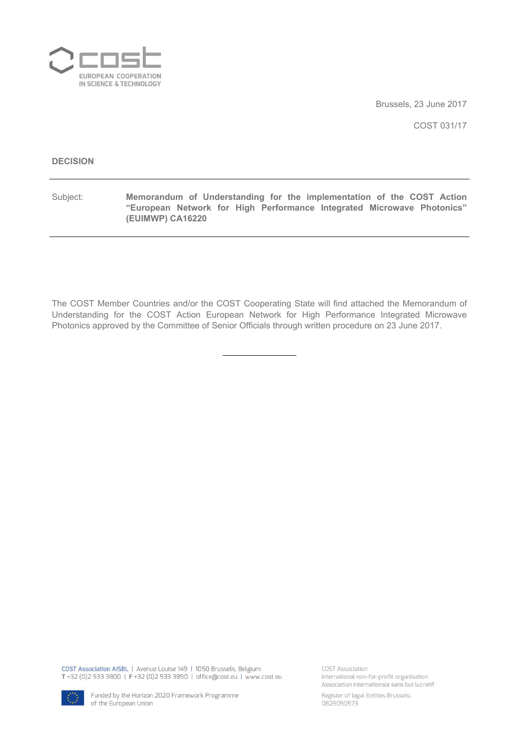Brussels, 23 June 2017

COST 031/17

**DECISION**

---

Subject: **Memorandum of Understanding for the implementation of the COST Action "European Network for High Performance Integrated Microwave Photonics" (EUIMWP) CA16220**

---

The COST Member Countries and/or the COST Cooperating State will find attached the Memorandum of Understanding for the COST Action European Network for High Performance Integrated Microwave Photonics approved by the Committee of Senior Officials through written procedure on 23 June 2017.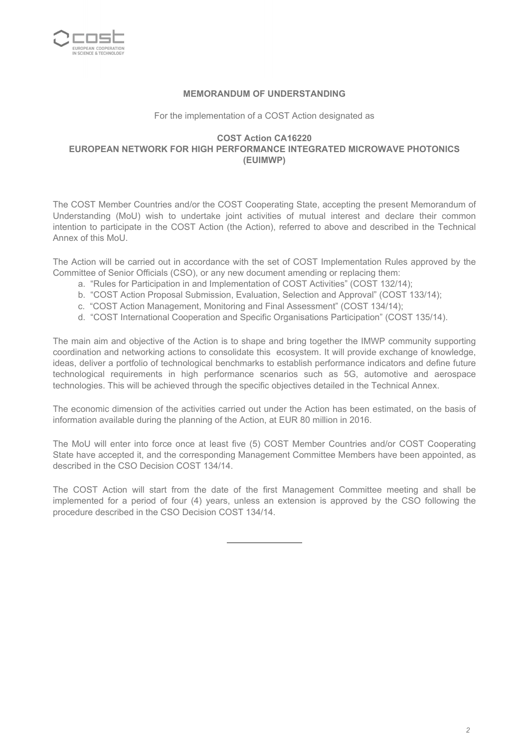**MEMORANDUM OF UNDERSTANDING**

For the implementation of a COST Action designated as

**COST Action CA16220**
**EUROPEAN NETWORK FOR HIGH PERFORMANCE INTEGRATED MICROWAVE PHOTONICS (EUIMWP)**

The COST Member Countries and/or the COST Cooperating State, accepting the present Memorandum of Understanding (MoU) wish to undertake joint activities of mutual interest and declare their common intention to participate in the COST Action (the Action), referred to above and described in the Technical Annex of this MoU.

The Action will be carried out in accordance with the set of COST Implementation Rules approved by the Committee of Senior Officials (CSO), or any new document amending or replacing them:

a. "Rules for Participation in and Implementation of COST Activities" (COST 132/14);
b. "COST Action Proposal Submission, Evaluation, Selection and Approval" (COST 133/14);
c. "COST Action Management, Monitoring and Final Assessment" (COST 134/14);
d. "COST International Cooperation and Specific Organisations Participation" (COST 135/14).

The main aim and objective of the Action is to shape and bring together the IMWP community supporting coordination and networking actions to consolidate this ecosystem. It will provide exchange of knowledge, ideas, deliver a portfolio of technological benchmarks to establish performance indicators and define future technological requirements in high performance scenarios such as 5G, automotive and aerospace technologies. This will be achieved through the specific objectives detailed in the Technical Annex.

The economic dimension of the activities carried out under the Action has been estimated, on the basis of information available during the planning of the Action, at EUR 80 million in 2016.

The MoU will enter into force once at least five (5) COST Member Countries and/or COST Cooperating State have accepted it, and the corresponding Management Committee Members have been appointed, as described in the CSO Decision COST 134/14.

The COST Action will start from the date of the first Management Committee meeting and shall be implemented for a period of four (4) years, unless an extension is approved by the CSO following the procedure described in the CSO Decision COST 134/14.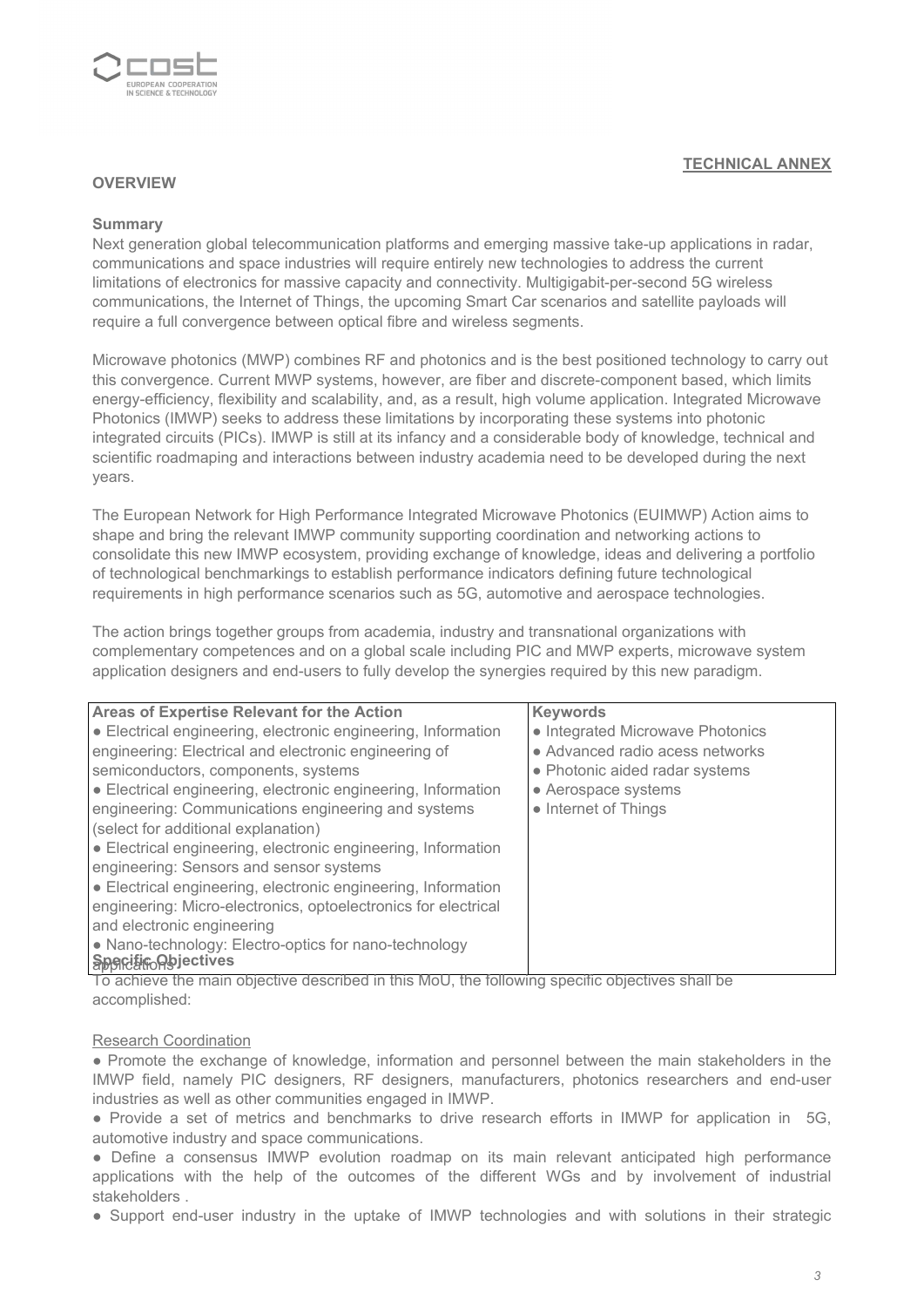**TECHNICAL ANNEX**

## OVERVIEW

### Summary

Next generation global telecommunication platforms and emerging massive take-up applications in radar, communications and space industries will require entirely new technologies to address the current limitations of electronics for massive capacity and connectivity. Multigigabit-per-second 5G wireless communications, the Internet of Things, the upcoming Smart Car scenarios and satellite payloads will require a full convergence between optical fibre and wireless segments.

Microwave photonics (MWP) combines RF and photonics and is the best positioned technology to carry out this convergence. Current MWP systems, however, are fiber and discrete-component based, which limits energy-efficiency, flexibility and scalability, and, as a result, high volume application. Integrated Microwave Photonics (IMWP) seeks to address these limitations by incorporating these systems into photonic integrated circuits (PICs). IMWP is still at its infancy and a considerable body of knowledge, technical and scientific roadmaping and interactions between industry academia need to be developed during the next years.

The European Network for High Performance Integrated Microwave Photonics (EUIMWP) Action aims to shape and bring the relevant IMWP community supporting coordination and networking actions to consolidate this new IMWP ecosystem, providing exchange of knowledge, ideas and delivering a portfolio of technological benchmarkings to establish performance indicators defining future technological requirements in high performance scenarios such as 5G, automotive and aerospace technologies.

The action brings together groups from academia, industry and transnational organizations with complementary competences and on a global scale including PIC and MWP experts, microwave system application designers and end-users to fully develop the synergies required by this new paradigm.

| Areas of Expertise Relevant for the Action | Keywords |
|---|---|
| ● Electrical engineering, electronic engineering, Information engineering: Electrical and electronic engineering of semiconductors, components, systems<br>● Electrical engineering, electronic engineering, Information engineering: Communications engineering and systems (select for additional explanation)<br>● Electrical engineering, electronic engineering, Information engineering: Sensors and sensor systems<br>● Electrical engineering, electronic engineering, Information engineering: Micro-electronics, optoelectronics for electrical and electronic engineering<br>● Nano-technology: Electro-optics for nano-technology applications | ● Integrated Microwave Photonics<br>● Advanced radio acess networks<br>● Photonic aided radar systems<br>● Aerospace systems<br>● Internet of Things |

### Specific Objectives

To achieve the main objective described in this MoU, the following specific objectives shall be accomplished:

Research Coordination

- Promote the exchange of knowledge, information and personnel between the main stakeholders in the IMWP field, namely PIC designers, RF designers, manufacturers, photonics researchers and end-user industries as well as other communities engaged in IMWP.
- Provide a set of metrics and benchmarks to drive research efforts in IMWP for application in 5G, automotive industry and space communications.
- Define a consensus IMWP evolution roadmap on its main relevant anticipated high performance applications with the help of the outcomes of the different WGs and by involvement of industrial stakeholders .
- Support end-user industry in the uptake of IMWP technologies and with solutions in their strategic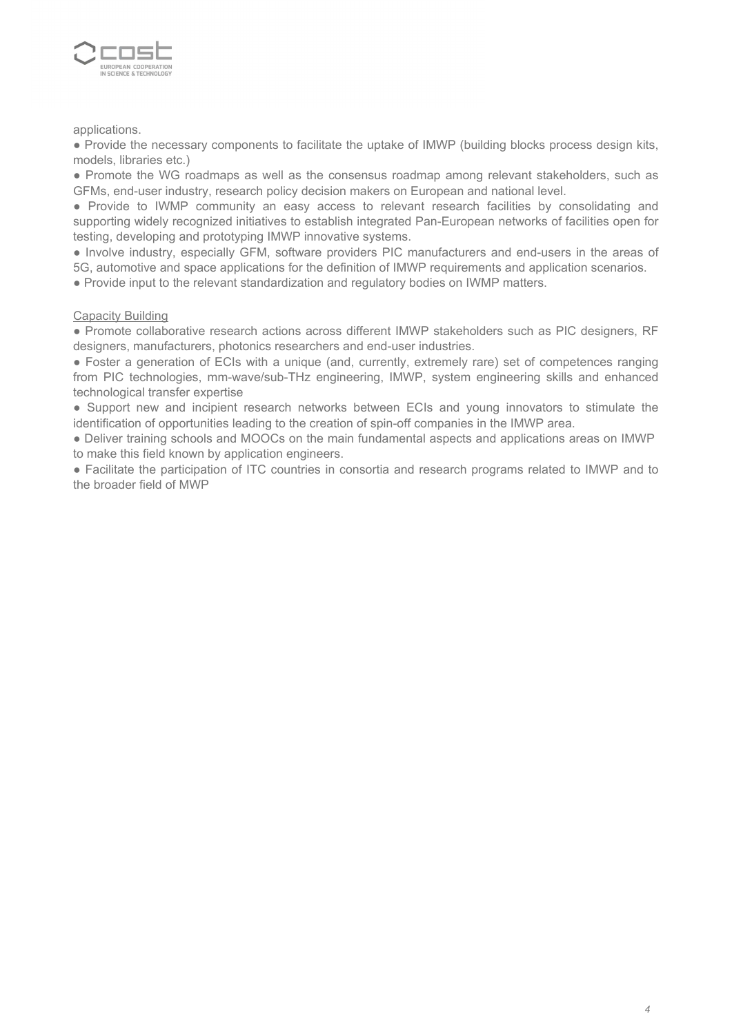applications.

- Provide the necessary components to facilitate the uptake of IMWP (building blocks process design kits, models, libraries etc.)
- Promote the WG roadmaps as well as the consensus roadmap among relevant stakeholders, such as GFMs, end-user industry, research policy decision makers on European and national level.
- Provide to IWMP community an easy access to relevant research facilities by consolidating and supporting widely recognized initiatives to establish integrated Pan-European networks of facilities open for testing, developing and prototyping IMWP innovative systems.
- Involve industry, especially GFM, software providers PIC manufacturers and end-users in the areas of 5G, automotive and space applications for the definition of IMWP requirements and application scenarios.
- Provide input to the relevant standardization and regulatory bodies on IWMP matters.

<u>Capacity Building</u>

- Promote collaborative research actions across different IMWP stakeholders such as PIC designers, RF designers, manufacturers, photonics researchers and end-user industries.
- Foster a generation of ECIs with a unique (and, currently, extremely rare) set of competences ranging from PIC technologies, mm-wave/sub-THz engineering, IMWP, system engineering skills and enhanced technological transfer expertise
- Support new and incipient research networks between ECIs and young innovators to stimulate the identification of opportunities leading to the creation of spin-off companies in the IMWP area.
- Deliver training schools and MOOCs on the main fundamental aspects and applications areas on IMWP to make this field known by application engineers.
- Facilitate the participation of ITC countries in consortia and research programs related to IMWP and to the broader field of MWP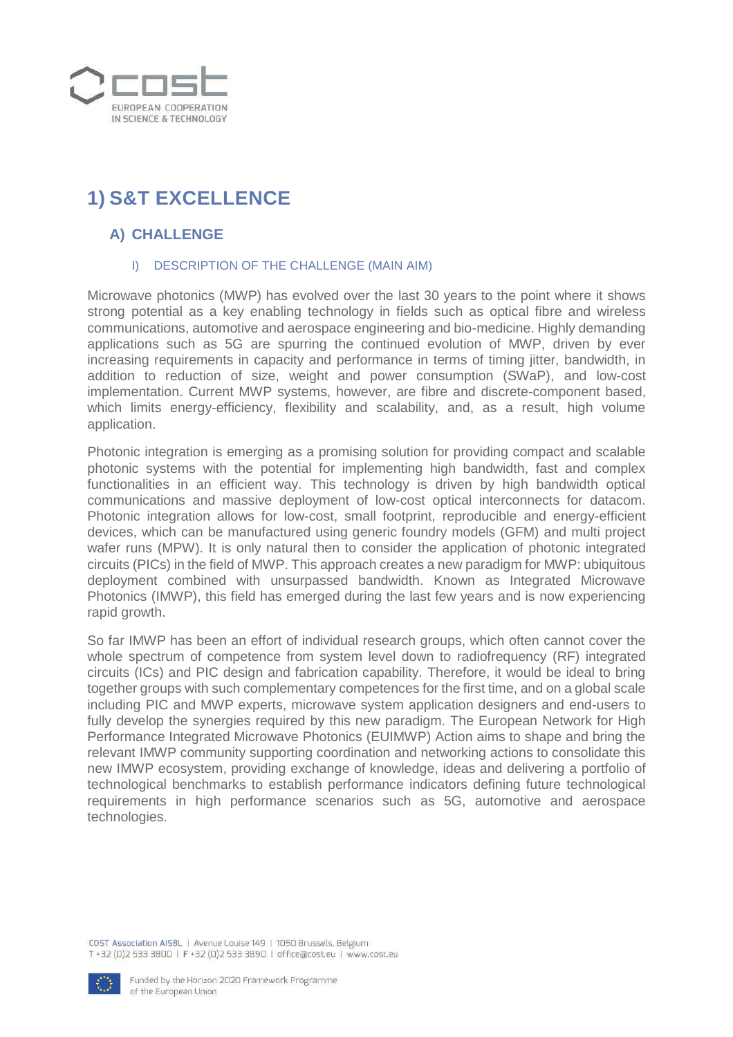# 1) S&T EXCELLENCE

## A) CHALLENGE

### I) DESCRIPTION OF THE CHALLENGE (MAIN AIM)

Microwave photonics (MWP) has evolved over the last 30 years to the point where it shows strong potential as a key enabling technology in fields such as optical fibre and wireless communications, automotive and aerospace engineering and bio-medicine. Highly demanding applications such as 5G are spurring the continued evolution of MWP, driven by ever increasing requirements in capacity and performance in terms of timing jitter, bandwidth, in addition to reduction of size, weight and power consumption (SWaP), and low-cost implementation. Current MWP systems, however, are fibre and discrete-component based, which limits energy-efficiency, flexibility and scalability, and, as a result, high volume application.

Photonic integration is emerging as a promising solution for providing compact and scalable photonic systems with the potential for implementing high bandwidth, fast and complex functionalities in an efficient way. This technology is driven by high bandwidth optical communications and massive deployment of low-cost optical interconnects for datacom. Photonic integration allows for low-cost, small footprint, reproducible and energy-efficient devices, which can be manufactured using generic foundry models (GFM) and multi project wafer runs (MPW). It is only natural then to consider the application of photonic integrated circuits (PICs) in the field of MWP. This approach creates a new paradigm for MWP: ubiquitous deployment combined with unsurpassed bandwidth. Known as Integrated Microwave Photonics (IMWP), this field has emerged during the last few years and is now experiencing rapid growth.

So far IMWP has been an effort of individual research groups, which often cannot cover the whole spectrum of competence from system level down to radiofrequency (RF) integrated circuits (ICs) and PIC design and fabrication capability. Therefore, it would be ideal to bring together groups with such complementary competences for the first time, and on a global scale including PIC and MWP experts, microwave system application designers and end-users to fully develop the synergies required by this new paradigm. The European Network for High Performance Integrated Microwave Photonics (EUIMWP) Action aims to shape and bring the relevant IMWP community supporting coordination and networking actions to consolidate this new IMWP ecosystem, providing exchange of knowledge, ideas and delivering a portfolio of technological benchmarks to establish performance indicators defining future technological requirements in high performance scenarios such as 5G, automotive and aerospace technologies.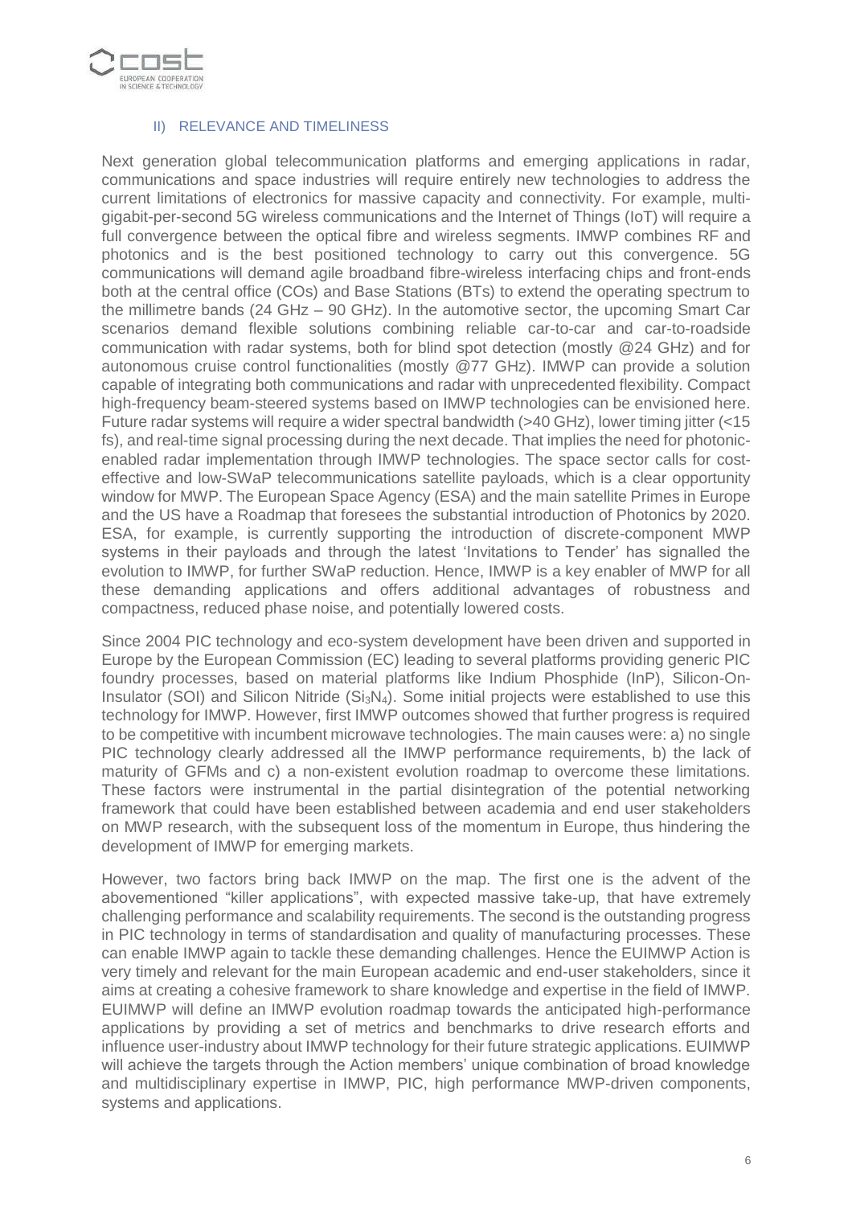## II) RELEVANCE AND TIMELINESS

Next generation global telecommunication platforms and emerging applications in radar, communications and space industries will require entirely new technologies to address the current limitations of electronics for massive capacity and connectivity. For example, multi-gigabit-per-second 5G wireless communications and the Internet of Things (IoT) will require a full convergence between the optical fibre and wireless segments. IMWP combines RF and photonics and is the best positioned technology to carry out this convergence. 5G communications will demand agile broadband fibre-wireless interfacing chips and front-ends both at the central office (COs) and Base Stations (BTs) to extend the operating spectrum to the millimetre bands (24 GHz – 90 GHz). In the automotive sector, the upcoming Smart Car scenarios demand flexible solutions combining reliable car-to-car and car-to-roadside communication with radar systems, both for blind spot detection (mostly @24 GHz) and for autonomous cruise control functionalities (mostly @77 GHz). IMWP can provide a solution capable of integrating both communications and radar with unprecedented flexibility. Compact high-frequency beam-steered systems based on IMWP technologies can be envisioned here. Future radar systems will require a wider spectral bandwidth (>40 GHz), lower timing jitter (<15 fs), and real-time signal processing during the next decade. That implies the need for photonic-enabled radar implementation through IMWP technologies. The space sector calls for cost-effective and low-SWaP telecommunications satellite payloads, which is a clear opportunity window for MWP. The European Space Agency (ESA) and the main satellite Primes in Europe and the US have a Roadmap that foresees the substantial introduction of Photonics by 2020. ESA, for example, is currently supporting the introduction of discrete-component MWP systems in their payloads and through the latest 'Invitations to Tender' has signalled the evolution to IMWP, for further SWaP reduction. Hence, IMWP is a key enabler of MWP for all these demanding applications and offers additional advantages of robustness and compactness, reduced phase noise, and potentially lowered costs.

Since 2004 PIC technology and eco-system development have been driven and supported in Europe by the European Commission (EC) leading to several platforms providing generic PIC foundry processes, based on material platforms like Indium Phosphide (InP), Silicon-On-Insulator (SOI) and Silicon Nitride ($Si_3N_4$). Some initial projects were established to use this technology for IMWP. However, first IMWP outcomes showed that further progress is required to be competitive with incumbent microwave technologies. The main causes were: a) no single PIC technology clearly addressed all the IMWP performance requirements, b) the lack of maturity of GFMs and c) a non-existent evolution roadmap to overcome these limitations. These factors were instrumental in the partial disintegration of the potential networking framework that could have been established between academia and end user stakeholders on MWP research, with the subsequent loss of the momentum in Europe, thus hindering the development of IMWP for emerging markets.

However, two factors bring back IMWP on the map. The first one is the advent of the abovementioned "killer applications", with expected massive take-up, that have extremely challenging performance and scalability requirements. The second is the outstanding progress in PIC technology in terms of standardisation and quality of manufacturing processes. These can enable IMWP again to tackle these demanding challenges. Hence the EUIMWP Action is very timely and relevant for the main European academic and end-user stakeholders, since it aims at creating a cohesive framework to share knowledge and expertise in the field of IMWP. EUIMWP will define an IMWP evolution roadmap towards the anticipated high-performance applications by providing a set of metrics and benchmarks to drive research efforts and influence user-industry about IMWP technology for their future strategic applications. EUIMWP will achieve the targets through the Action members' unique combination of broad knowledge and multidisciplinary expertise in IMWP, PIC, high performance MWP-driven components, systems and applications.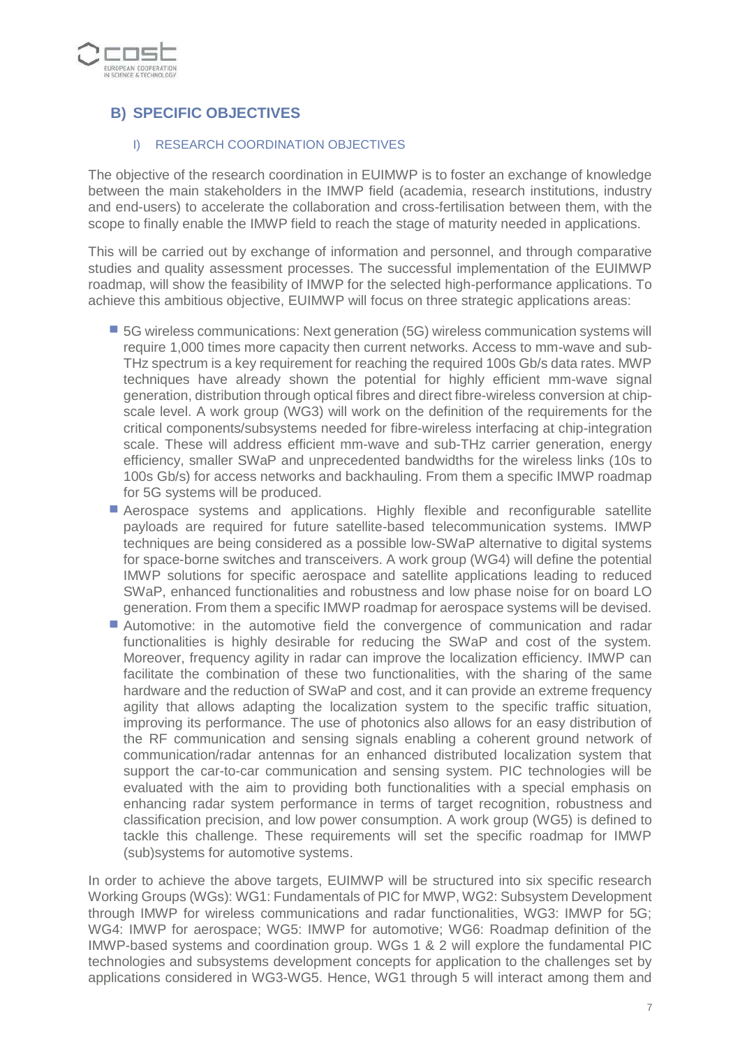## B) SPECIFIC OBJECTIVES

### I) RESEARCH COORDINATION OBJECTIVES

The objective of the research coordination in EUIMWP is to foster an exchange of knowledge between the main stakeholders in the IMWP field (academia, research institutions, industry and end-users) to accelerate the collaboration and cross-fertilisation between them, with the scope to finally enable the IMWP field to reach the stage of maturity needed in applications.

This will be carried out by exchange of information and personnel, and through comparative studies and quality assessment processes. The successful implementation of the EUIMWP roadmap, will show the feasibility of IMWP for the selected high-performance applications. To achieve this ambitious objective, EUIMWP will focus on three strategic applications areas:

- 5G wireless communications: Next generation (5G) wireless communication systems will require 1,000 times more capacity then current networks. Access to mm-wave and sub-THz spectrum is a key requirement for reaching the required 100s Gb/s data rates. MWP techniques have already shown the potential for highly efficient mm-wave signal generation, distribution through optical fibres and direct fibre-wireless conversion at chip-scale level. A work group (WG3) will work on the definition of the requirements for the critical components/subsystems needed for fibre-wireless interfacing at chip-integration scale. These will address efficient mm-wave and sub-THz carrier generation, energy efficiency, smaller SWaP and unprecedented bandwidths for the wireless links (10s to 100s Gb/s) for access networks and backhauling. From them a specific IMWP roadmap for 5G systems will be produced.
- Aerospace systems and applications. Highly flexible and reconfigurable satellite payloads are required for future satellite-based telecommunication systems. IMWP techniques are being considered as a possible low-SWaP alternative to digital systems for space-borne switches and transceivers. A work group (WG4) will define the potential IMWP solutions for specific aerospace and satellite applications leading to reduced SWaP, enhanced functionalities and robustness and low phase noise for on board LO generation. From them a specific IMWP roadmap for aerospace systems will be devised.
- Automotive: in the automotive field the convergence of communication and radar functionalities is highly desirable for reducing the SWaP and cost of the system. Moreover, frequency agility in radar can improve the localization efficiency. IMWP can facilitate the combination of these two functionalities, with the sharing of the same hardware and the reduction of SWaP and cost, and it can provide an extreme frequency agility that allows adapting the localization system to the specific traffic situation, improving its performance. The use of photonics also allows for an easy distribution of the RF communication and sensing signals enabling a coherent ground network of communication/radar antennas for an enhanced distributed localization system that support the car-to-car communication and sensing system. PIC technologies will be evaluated with the aim to providing both functionalities with a special emphasis on enhancing radar system performance in terms of target recognition, robustness and classification precision, and low power consumption. A work group (WG5) is defined to tackle this challenge. These requirements will set the specific roadmap for IMWP (sub)systems for automotive systems.

In order to achieve the above targets, EUIMWP will be structured into six specific research Working Groups (WGs): WG1: Fundamentals of PIC for MWP, WG2: Subsystem Development through IMWP for wireless communications and radar functionalities, WG3: IMWP for 5G; WG4: IMWP for aerospace; WG5: IMWP for automotive; WG6: Roadmap definition of the IMWP-based systems and coordination group. WGs 1 & 2 will explore the fundamental PIC technologies and subsystems development concepts for application to the challenges set by applications considered in WG3-WG5. Hence, WG1 through 5 will interact among them and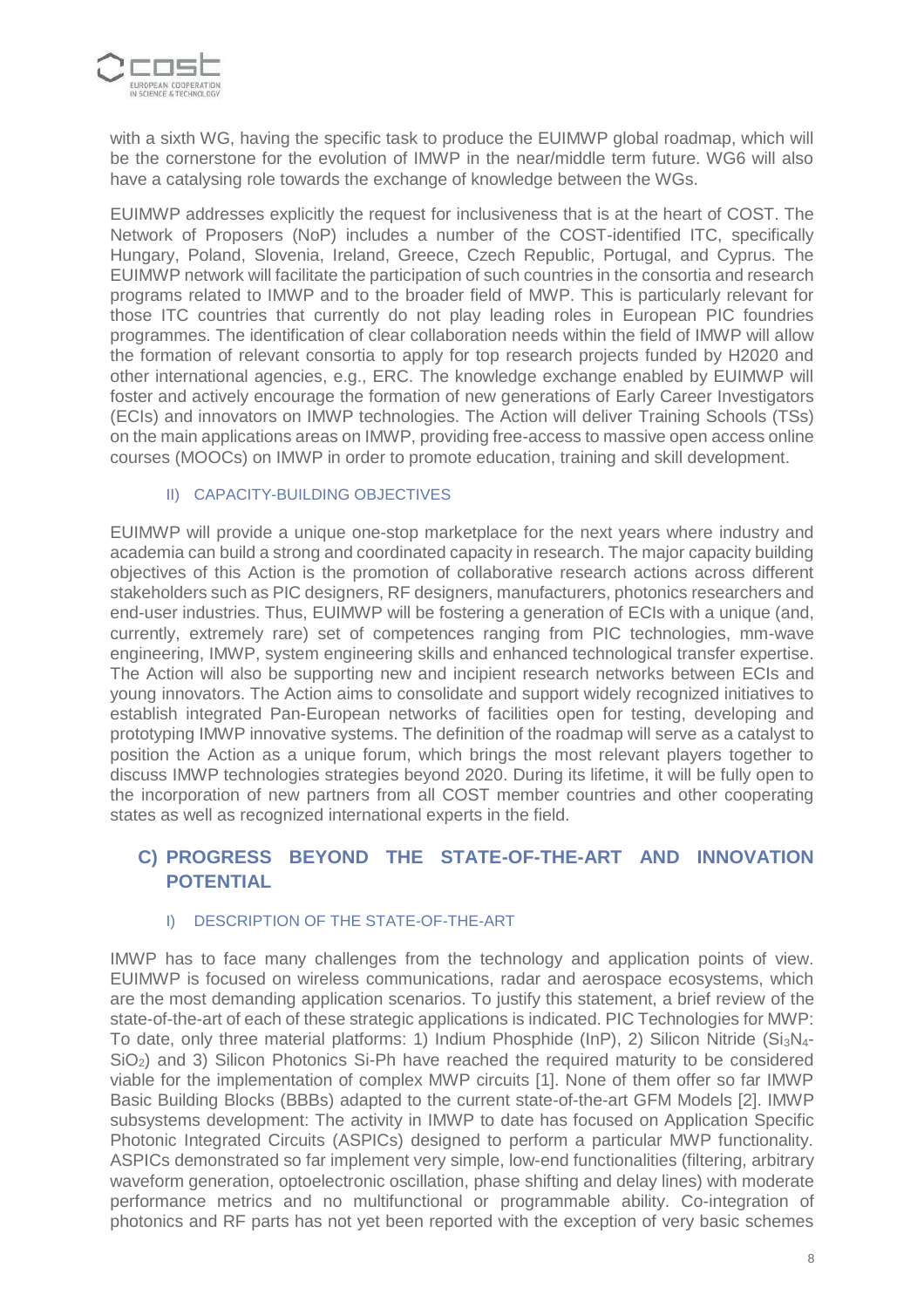with a sixth WG, having the specific task to produce the EUIMWP global roadmap, which will be the cornerstone for the evolution of IMWP in the near/middle term future. WG6 will also have a catalysing role towards the exchange of knowledge between the WGs.

EUIMWP addresses explicitly the request for inclusiveness that is at the heart of COST. The Network of Proposers (NoP) includes a number of the COST-identified ITC, specifically Hungary, Poland, Slovenia, Ireland, Greece, Czech Republic, Portugal, and Cyprus. The EUIMWP network will facilitate the participation of such countries in the consortia and research programs related to IMWP and to the broader field of MWP. This is particularly relevant for those ITC countries that currently do not play leading roles in European PIC foundries programmes. The identification of clear collaboration needs within the field of IMWP will allow the formation of relevant consortia to apply for top research projects funded by H2020 and other international agencies, e.g., ERC. The knowledge exchange enabled by EUIMWP will foster and actively encourage the formation of new generations of Early Career Investigators (ECIs) and innovators on IMWP technologies. The Action will deliver Training Schools (TSs) on the main applications areas on IMWP, providing free-access to massive open access online courses (MOOCs) on IMWP in order to promote education, training and skill development.

#### II) CAPACITY-BUILDING OBJECTIVES

EUIMWP will provide a unique one-stop marketplace for the next years where industry and academia can build a strong and coordinated capacity in research. The major capacity building objectives of this Action is the promotion of collaborative research actions across different stakeholders such as PIC designers, RF designers, manufacturers, photonics researchers and end-user industries. Thus, EUIMWP will be fostering a generation of ECIs with a unique (and, currently, extremely rare) set of competences ranging from PIC technologies, mm-wave engineering, IMWP, system engineering skills and enhanced technological transfer expertise. The Action will also be supporting new and incipient research networks between ECIs and young innovators. The Action aims to consolidate and support widely recognized initiatives to establish integrated Pan-European networks of facilities open for testing, developing and prototyping IMWP innovative systems. The definition of the roadmap will serve as a catalyst to position the Action as a unique forum, which brings the most relevant players together to discuss IMWP technologies strategies beyond 2020. During its lifetime, it will be fully open to the incorporation of new partners from all COST member countries and other cooperating states as well as recognized international experts in the field.

### C) PROGRESS BEYOND THE STATE-OF-THE-ART AND INNOVATION POTENTIAL

#### I) DESCRIPTION OF THE STATE-OF-THE-ART

IMWP has to face many challenges from the technology and application points of view. EUIMWP is focused on wireless communications, radar and aerospace ecosystems, which are the most demanding application scenarios. To justify this statement, a brief review of the state-of-the-art of each of these strategic applications is indicated. PIC Technologies for MWP: To date, only three material platforms: 1) Indium Phosphide (InP), 2) Silicon Nitride ($Si_3N_4$-$SiO_2$) and 3) Silicon Photonics Si-Ph have reached the required maturity to be considered viable for the implementation of complex MWP circuits [1]. None of them offer so far IMWP Basic Building Blocks (BBBs) adapted to the current state-of-the-art GFM Models [2]. IMWP subsystems development: The activity in IMWP to date has focused on Application Specific Photonic Integrated Circuits (ASPICs) designed to perform a particular MWP functionality. ASPICs demonstrated so far implement very simple, low-end functionalities (filtering, arbitrary waveform generation, optoelectronic oscillation, phase shifting and delay lines) with moderate performance metrics and no multifunctional or programmable ability. Co-integration of photonics and RF parts has not yet been reported with the exception of very basic schemes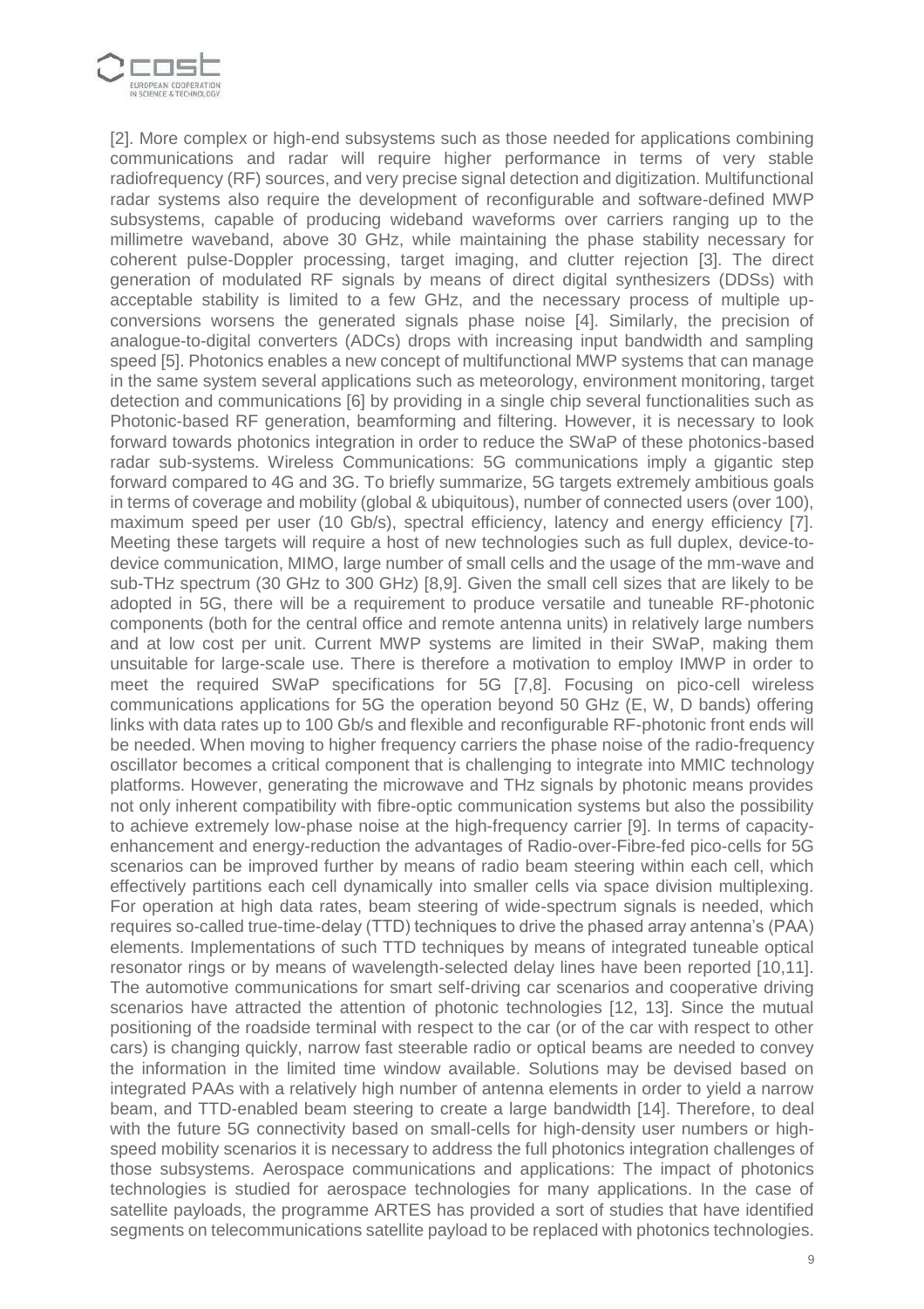[2]. More complex or high-end subsystems such as those needed for applications combining communications and radar will require higher performance in terms of very stable radiofrequency (RF) sources, and very precise signal detection and digitization. Multifunctional radar systems also require the development of reconfigurable and software-defined MWP subsystems, capable of producing wideband waveforms over carriers ranging up to the millimetre waveband, above 30 GHz, while maintaining the phase stability necessary for coherent pulse-Doppler processing, target imaging, and clutter rejection [3]. The direct generation of modulated RF signals by means of direct digital synthesizers (DDSs) with acceptable stability is limited to a few GHz, and the necessary process of multiple up-conversions worsens the generated signals phase noise [4]. Similarly, the precision of analogue-to-digital converters (ADCs) drops with increasing input bandwidth and sampling speed [5]. Photonics enables a new concept of multifunctional MWP systems that can manage in the same system several applications such as meteorology, environment monitoring, target detection and communications [6] by providing in a single chip several functionalities such as Photonic-based RF generation, beamforming and filtering. However, it is necessary to look forward towards photonics integration in order to reduce the SWaP of these photonics-based radar sub-systems. Wireless Communications: 5G communications imply a gigantic step forward compared to 4G and 3G. To briefly summarize, 5G targets extremely ambitious goals in terms of coverage and mobility (global & ubiquitous), number of connected users (over 100), maximum speed per user (10 Gb/s), spectral efficiency, latency and energy efficiency [7]. Meeting these targets will require a host of new technologies such as full duplex, device-to-device communication, MIMO, large number of small cells and the usage of the mm-wave and sub-THz spectrum (30 GHz to 300 GHz) [8,9]. Given the small cell sizes that are likely to be adopted in 5G, there will be a requirement to produce versatile and tuneable RF-photonic components (both for the central office and remote antenna units) in relatively large numbers and at low cost per unit. Current MWP systems are limited in their SWaP, making them unsuitable for large-scale use. There is therefore a motivation to employ IMWP in order to meet the required SWaP specifications for 5G [7,8]. Focusing on pico-cell wireless communications applications for 5G the operation beyond 50 GHz (E, W, D bands) offering links with data rates up to 100 Gb/s and flexible and reconfigurable RF-photonic front ends will be needed. When moving to higher frequency carriers the phase noise of the radio-frequency oscillator becomes a critical component that is challenging to integrate into MMIC technology platforms. However, generating the microwave and THz signals by photonic means provides not only inherent compatibility with fibre-optic communication systems but also the possibility to achieve extremely low-phase noise at the high-frequency carrier [9]. In terms of capacity-enhancement and energy-reduction the advantages of Radio-over-Fibre-fed pico-cells for 5G scenarios can be improved further by means of radio beam steering within each cell, which effectively partitions each cell dynamically into smaller cells via space division multiplexing. For operation at high data rates, beam steering of wide-spectrum signals is needed, which requires so-called true-time-delay (TTD) techniques to drive the phased array antenna's (PAA) elements. Implementations of such TTD techniques by means of integrated tuneable optical resonator rings or by means of wavelength-selected delay lines have been reported [10,11]. The automotive communications for smart self-driving car scenarios and cooperative driving scenarios have attracted the attention of photonic technologies [12, 13]. Since the mutual positioning of the roadside terminal with respect to the car (or of the car with respect to other cars) is changing quickly, narrow fast steerable radio or optical beams are needed to convey the information in the limited time window available. Solutions may be devised based on integrated PAAs with a relatively high number of antenna elements in order to yield a narrow beam, and TTD-enabled beam steering to create a large bandwidth [14]. Therefore, to deal with the future 5G connectivity based on small-cells for high-density user numbers or high-speed mobility scenarios it is necessary to address the full photonics integration challenges of those subsystems. Aerospace communications and applications: The impact of photonics technologies is studied for aerospace technologies for many applications. In the case of satellite payloads, the programme ARTES has provided a sort of studies that have identified segments on telecommunications satellite payload to be replaced with photonics technologies.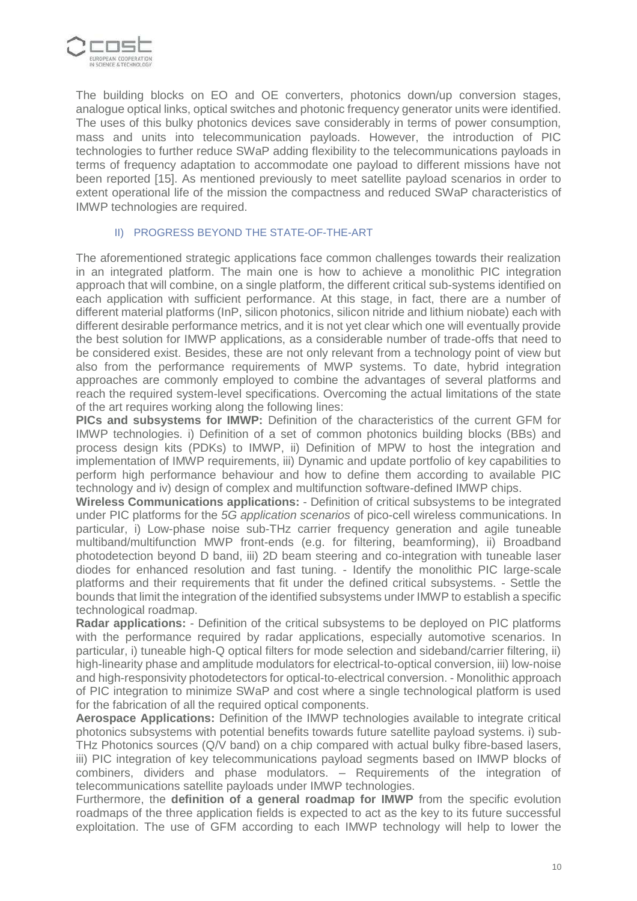The building blocks on EO and OE converters, photonics down/up conversion stages, analogue optical links, optical switches and photonic frequency generator units were identified. The uses of this bulky photonics devices save considerably in terms of power consumption, mass and units into telecommunication payloads. However, the introduction of PIC technologies to further reduce SWaP adding flexibility to the telecommunications payloads in terms of frequency adaptation to accommodate one payload to different missions have not been reported [15]. As mentioned previously to meet satellite payload scenarios in order to extent operational life of the mission the compactness and reduced SWaP characteristics of IMWP technologies are required.

### II) PROGRESS BEYOND THE STATE-OF-THE-ART

The aforementioned strategic applications face common challenges towards their realization in an integrated platform. The main one is how to achieve a monolithic PIC integration approach that will combine, on a single platform, the different critical sub-systems identified on each application with sufficient performance. At this stage, in fact, there are a number of different material platforms (InP, silicon photonics, silicon nitride and lithium niobate) each with different desirable performance metrics, and it is not yet clear which one will eventually provide the best solution for IMWP applications, as a considerable number of trade-offs that need to be considered exist. Besides, these are not only relevant from a technology point of view but also from the performance requirements of MWP systems. To date, hybrid integration approaches are commonly employed to combine the advantages of several platforms and reach the required system-level specifications. Overcoming the actual limitations of the state of the art requires working along the following lines:

**PICs and subsystems for IMWP:** Definition of the characteristics of the current GFM for IMWP technologies. i) Definition of a set of common photonics building blocks (BBs) and process design kits (PDKs) to IMWP, ii) Definition of MPW to host the integration and implementation of IMWP requirements, iii) Dynamic and update portfolio of key capabilities to perform high performance behaviour and how to define them according to available PIC technology and iv) design of complex and multifunction software-defined IMWP chips.

**Wireless Communications applications:** - Definition of critical subsystems to be integrated under PIC platforms for the *5G application scenarios* of pico-cell wireless communications. In particular, i) Low-phase noise sub-THz carrier frequency generation and agile tuneable multiband/multifunction MWP front-ends (e.g. for filtering, beamforming), ii) Broadband photodetection beyond D band, iii) 2D beam steering and co-integration with tuneable laser diodes for enhanced resolution and fast tuning. - Identify the monolithic PIC large-scale platforms and their requirements that fit under the defined critical subsystems. - Settle the bounds that limit the integration of the identified subsystems under IMWP to establish a specific technological roadmap.

**Radar applications:** - Definition of the critical subsystems to be deployed on PIC platforms with the performance required by radar applications, especially automotive scenarios. In particular, i) tuneable high-Q optical filters for mode selection and sideband/carrier filtering, ii) high-linearity phase and amplitude modulators for electrical-to-optical conversion, iii) low-noise and high-responsivity photodetectors for optical-to-electrical conversion. - Monolithic approach of PIC integration to minimize SWaP and cost where a single technological platform is used for the fabrication of all the required optical components.

**Aerospace Applications:** Definition of the IMWP technologies available to integrate critical photonics subsystems with potential benefits towards future satellite payload systems. i) sub-THz Photonics sources (Q/V band) on a chip compared with actual bulky fibre-based lasers, iii) PIC integration of key telecommunications payload segments based on IMWP blocks of combiners, dividers and phase modulators. – Requirements of the integration of telecommunications satellite payloads under IMWP technologies.

Furthermore, the **definition of a general roadmap for IMWP** from the specific evolution roadmaps of the three application fields is expected to act as the key to its future successful exploitation. The use of GFM according to each IMWP technology will help to lower the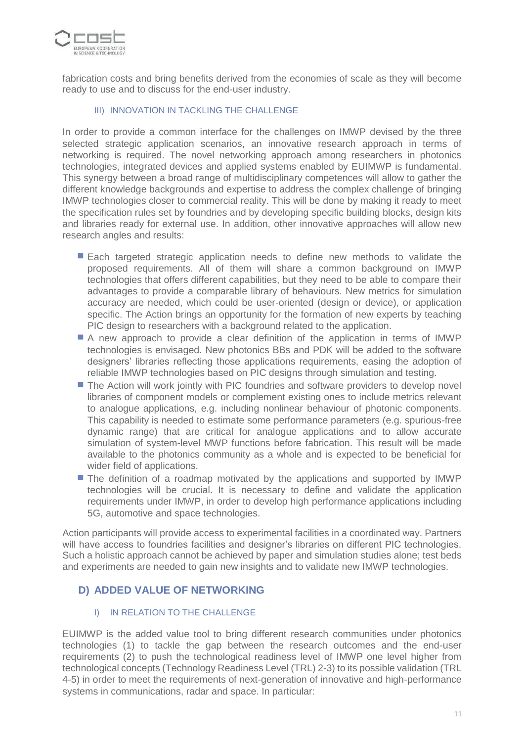fabrication costs and bring benefits derived from the economies of scale as they will become ready to use and to discuss for the end-user industry.

### III) INNOVATION IN TACKLING THE CHALLENGE

In order to provide a common interface for the challenges on IMWP devised by the three selected strategic application scenarios, an innovative research approach in terms of networking is required. The novel networking approach among researchers in photonics technologies, integrated devices and applied systems enabled by EUIMWP is fundamental. This synergy between a broad range of multidisciplinary competences will allow to gather the different knowledge backgrounds and expertise to address the complex challenge of bringing IMWP technologies closer to commercial reality. This will be done by making it ready to meet the specification rules set by foundries and by developing specific building blocks, design kits and libraries ready for external use. In addition, other innovative approaches will allow new research angles and results:

- Each targeted strategic application needs to define new methods to validate the proposed requirements. All of them will share a common background on IMWP technologies that offers different capabilities, but they need to be able to compare their advantages to provide a comparable library of behaviours. New metrics for simulation accuracy are needed, which could be user-oriented (design or device), or application specific. The Action brings an opportunity for the formation of new experts by teaching PIC design to researchers with a background related to the application.
- A new approach to provide a clear definition of the application in terms of IMWP technologies is envisaged. New photonics BBs and PDK will be added to the software designers' libraries reflecting those applications requirements, easing the adoption of reliable IMWP technologies based on PIC designs through simulation and testing.
- The Action will work jointly with PIC foundries and software providers to develop novel libraries of component models or complement existing ones to include metrics relevant to analogue applications, e.g. including nonlinear behaviour of photonic components. This capability is needed to estimate some performance parameters (e.g. spurious-free dynamic range) that are critical for analogue applications and to allow accurate simulation of system-level MWP functions before fabrication. This result will be made available to the photonics community as a whole and is expected to be beneficial for wider field of applications.
- The definition of a roadmap motivated by the applications and supported by IMWP technologies will be crucial. It is necessary to define and validate the application requirements under IMWP, in order to develop high performance applications including 5G, automotive and space technologies.

Action participants will provide access to experimental facilities in a coordinated way. Partners will have access to foundries facilities and designer's libraries on different PIC technologies. Such a holistic approach cannot be achieved by paper and simulation studies alone; test beds and experiments are needed to gain new insights and to validate new IMWP technologies.

## D) ADDED VALUE OF NETWORKING

### I) IN RELATION TO THE CHALLENGE

EUIMWP is the added value tool to bring different research communities under photonics technologies (1) to tackle the gap between the research outcomes and the end-user requirements (2) to push the technological readiness level of IMWP one level higher from technological concepts (Technology Readiness Level (TRL) 2-3) to its possible validation (TRL 4-5) in order to meet the requirements of next-generation of innovative and high-performance systems in communications, radar and space. In particular: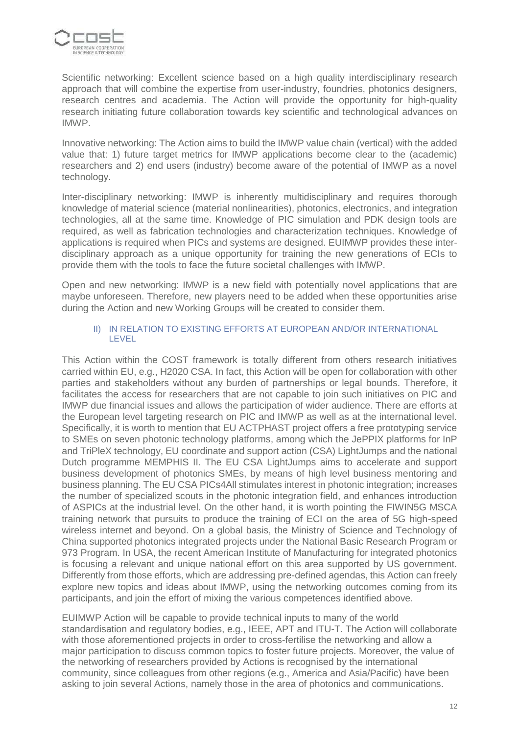Scientific networking: Excellent science based on a high quality interdisciplinary research approach that will combine the expertise from user-industry, foundries, photonics designers, research centres and academia. The Action will provide the opportunity for high-quality research initiating future collaboration towards key scientific and technological advances on IMWP.

Innovative networking: The Action aims to build the IMWP value chain (vertical) with the added value that: 1) future target metrics for IMWP applications become clear to the (academic) researchers and 2) end users (industry) become aware of the potential of IMWP as a novel technology.

Inter-disciplinary networking: IMWP is inherently multidisciplinary and requires thorough knowledge of material science (material nonlinearities), photonics, electronics, and integration technologies, all at the same time. Knowledge of PIC simulation and PDK design tools are required, as well as fabrication technologies and characterization techniques. Knowledge of applications is required when PICs and systems are designed. EUIMWP provides these inter-disciplinary approach as a unique opportunity for training the new generations of ECIs to provide them with the tools to face the future societal challenges with IMWP.

Open and new networking: IMWP is a new field with potentially novel applications that are maybe unforeseen. Therefore, new players need to be added when these opportunities arise during the Action and new Working Groups will be created to consider them.

### II) IN RELATION TO EXISTING EFFORTS AT EUROPEAN AND/OR INTERNATIONAL LEVEL

This Action within the COST framework is totally different from others research initiatives carried within EU, e.g., H2020 CSA. In fact, this Action will be open for collaboration with other parties and stakeholders without any burden of partnerships or legal bounds. Therefore, it facilitates the access for researchers that are not capable to join such initiatives on PIC and IMWP due financial issues and allows the participation of wider audience. There are efforts at the European level targeting research on PIC and IMWP as well as at the international level. Specifically, it is worth to mention that EU ACTPHAST project offers a free prototyping service to SMEs on seven photonic technology platforms, among which the JePPIX platforms for InP and TriPleX technology, EU coordinate and support action (CSA) LightJumps and the national Dutch programme MEMPHIS II. The EU CSA LightJumps aims to accelerate and support business development of photonics SMEs, by means of high level business mentoring and business planning. The EU CSA PICs4All stimulates interest in photonic integration; increases the number of specialized scouts in the photonic integration field, and enhances introduction of ASPICs at the industrial level. On the other hand, it is worth pointing the FIWIN5G MSCA training network that pursuits to produce the training of ECI on the area of 5G high-speed wireless internet and beyond. On a global basis, the Ministry of Science and Technology of China supported photonics integrated projects under the National Basic Research Program or 973 Program. In USA, the recent American Institute of Manufacturing for integrated photonics is focusing a relevant and unique national effort on this area supported by US government. Differently from those efforts, which are addressing pre-defined agendas, this Action can freely explore new topics and ideas about IMWP, using the networking outcomes coming from its participants, and join the effort of mixing the various competences identified above.

EUIMWP Action will be capable to provide technical inputs to many of the world standardisation and regulatory bodies, e.g., IEEE, APT and ITU-T. The Action will collaborate with those aforementioned projects in order to cross-fertilise the networking and allow a major participation to discuss common topics to foster future projects. Moreover, the value of the networking of researchers provided by Actions is recognised by the international community, since colleagues from other regions (e.g., America and Asia/Pacific) have been asking to join several Actions, namely those in the area of photonics and communications.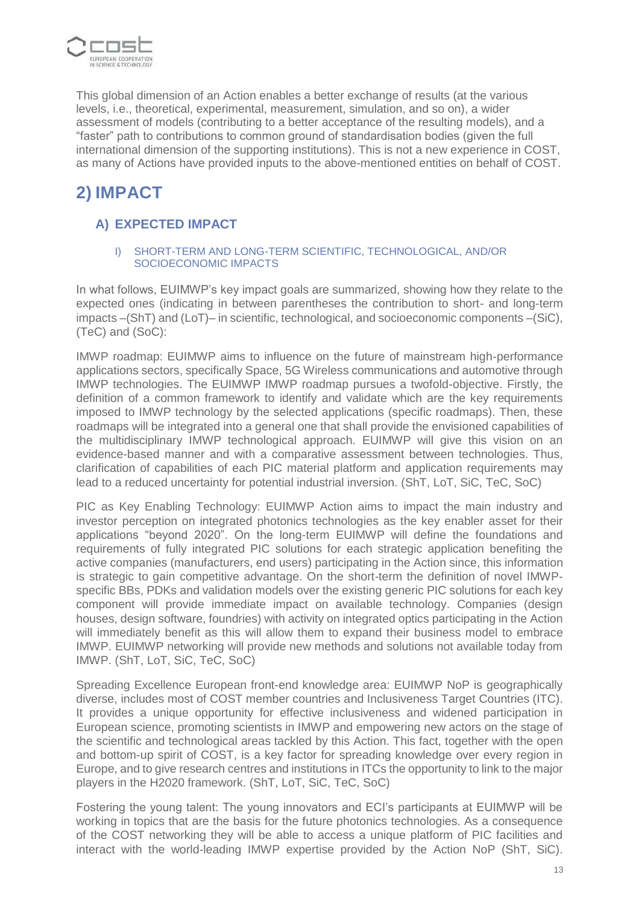This global dimension of an Action enables a better exchange of results (at the various levels, i.e., theoretical, experimental, measurement, simulation, and so on), a wider assessment of models (contributing to a better acceptance of the resulting models), and a "faster" path to contributions to common ground of standardisation bodies (given the full international dimension of the supporting institutions). This is not a new experience in COST, as many of Actions have provided inputs to the above-mentioned entities on behalf of COST.

# 2) IMPACT

## A) EXPECTED IMPACT

### I) SHORT-TERM AND LONG-TERM SCIENTIFIC, TECHNOLOGICAL, AND/OR SOCIOECONOMIC IMPACTS

In what follows, EUIMWP's key impact goals are summarized, showing how they relate to the expected ones (indicating in between parentheses the contribution to short- and long-term impacts –(ShT) and (LoT)– in scientific, technological, and socioeconomic components –(SiC), (TeC) and (SoC):

IMWP roadmap: EUIMWP aims to influence on the future of mainstream high-performance applications sectors, specifically Space, 5G Wireless communications and automotive through IMWP technologies. The EUIMWP IMWP roadmap pursues a twofold-objective. Firstly, the definition of a common framework to identify and validate which are the key requirements imposed to IMWP technology by the selected applications (specific roadmaps). Then, these roadmaps will be integrated into a general one that shall provide the envisioned capabilities of the multidisciplinary IMWP technological approach. EUIMWP will give this vision on an evidence-based manner and with a comparative assessment between technologies. Thus, clarification of capabilities of each PIC material platform and application requirements may lead to a reduced uncertainty for potential industrial inversion. (ShT, LoT, SiC, TeC, SoC)

PIC as Key Enabling Technology: EUIMWP Action aims to impact the main industry and investor perception on integrated photonics technologies as the key enabler asset for their applications "beyond 2020". On the long-term EUIMWP will define the foundations and requirements of fully integrated PIC solutions for each strategic application benefiting the active companies (manufacturers, end users) participating in the Action since, this information is strategic to gain competitive advantage. On the short-term the definition of novel IMWP-specific BBs, PDKs and validation models over the existing generic PIC solutions for each key component will provide immediate impact on available technology. Companies (design houses, design software, foundries) with activity on integrated optics participating in the Action will immediately benefit as this will allow them to expand their business model to embrace IMWP. EUIMWP networking will provide new methods and solutions not available today from IMWP. (ShT, LoT, SiC, TeC, SoC)

Spreading Excellence European front-end knowledge area: EUIMWP NoP is geographically diverse, includes most of COST member countries and Inclusiveness Target Countries (ITC). It provides a unique opportunity for effective inclusiveness and widened participation in European science, promoting scientists in IMWP and empowering new actors on the stage of the scientific and technological areas tackled by this Action. This fact, together with the open and bottom-up spirit of COST, is a key factor for spreading knowledge over every region in Europe, and to give research centres and institutions in ITCs the opportunity to link to the major players in the H2020 framework. (ShT, LoT, SiC, TeC, SoC)

Fostering the young talent: The young innovators and ECI's participants at EUIMWP will be working in topics that are the basis for the future photonics technologies. As a consequence of the COST networking they will be able to access a unique platform of PIC facilities and interact with the world-leading IMWP expertise provided by the Action NoP (ShT, SiC).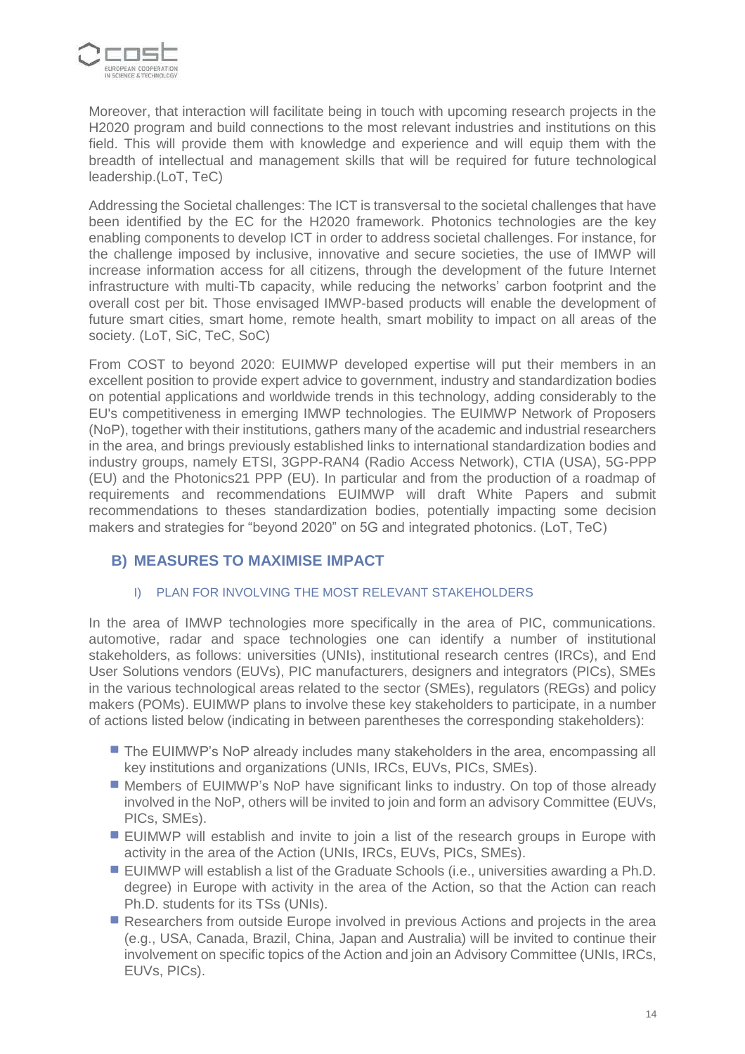Moreover, that interaction will facilitate being in touch with upcoming research projects in the H2020 program and build connections to the most relevant industries and institutions on this field. This will provide them with knowledge and experience and will equip them with the breadth of intellectual and management skills that will be required for future technological leadership.(LoT, TeC)

Addressing the Societal challenges: The ICT is transversal to the societal challenges that have been identified by the EC for the H2020 framework. Photonics technologies are the key enabling components to develop ICT in order to address societal challenges. For instance, for the challenge imposed by inclusive, innovative and secure societies, the use of IMWP will increase information access for all citizens, through the development of the future Internet infrastructure with multi-Tb capacity, while reducing the networks' carbon footprint and the overall cost per bit. Those envisaged IMWP-based products will enable the development of future smart cities, smart home, remote health, smart mobility to impact on all areas of the society. (LoT, SiC, TeC, SoC)

From COST to beyond 2020: EUIMWP developed expertise will put their members in an excellent position to provide expert advice to government, industry and standardization bodies on potential applications and worldwide trends in this technology, adding considerably to the EU's competitiveness in emerging IMWP technologies. The EUIMWP Network of Proposers (NoP), together with their institutions, gathers many of the academic and industrial researchers in the area, and brings previously established links to international standardization bodies and industry groups, namely ETSI, 3GPP-RAN4 (Radio Access Network), CTIA (USA), 5G-PPP (EU) and the Photonics21 PPP (EU). In particular and from the production of a roadmap of requirements and recommendations EUIMWP will draft White Papers and submit recommendations to theses standardization bodies, potentially impacting some decision makers and strategies for "beyond 2020" on 5G and integrated photonics. (LoT, TeC)

## B) MEASURES TO MAXIMISE IMPACT

### I) PLAN FOR INVOLVING THE MOST RELEVANT STAKEHOLDERS

In the area of IMWP technologies more specifically in the area of PIC, communications. automotive, radar and space technologies one can identify a number of institutional stakeholders, as follows: universities (UNIs), institutional research centres (IRCs), and End User Solutions vendors (EUVs), PIC manufacturers, designers and integrators (PICs), SMEs in the various technological areas related to the sector (SMEs), regulators (REGs) and policy makers (POMs). EUIMWP plans to involve these key stakeholders to participate, in a number of actions listed below (indicating in between parentheses the corresponding stakeholders):

- The EUIMWP's NoP already includes many stakeholders in the area, encompassing all key institutions and organizations (UNIs, IRCs, EUVs, PICs, SMEs).
- Members of EUIMWP's NoP have significant links to industry. On top of those already involved in the NoP, others will be invited to join and form an advisory Committee (EUVs, PICs, SMEs).
- EUIMWP will establish and invite to join a list of the research groups in Europe with activity in the area of the Action (UNIs, IRCs, EUVs, PICs, SMEs).
- EUIMWP will establish a list of the Graduate Schools (i.e., universities awarding a Ph.D. degree) in Europe with activity in the area of the Action, so that the Action can reach Ph.D. students for its TSs (UNIs).
- Researchers from outside Europe involved in previous Actions and projects in the area (e.g., USA, Canada, Brazil, China, Japan and Australia) will be invited to continue their involvement on specific topics of the Action and join an Advisory Committee (UNIs, IRCs, EUVs, PICs).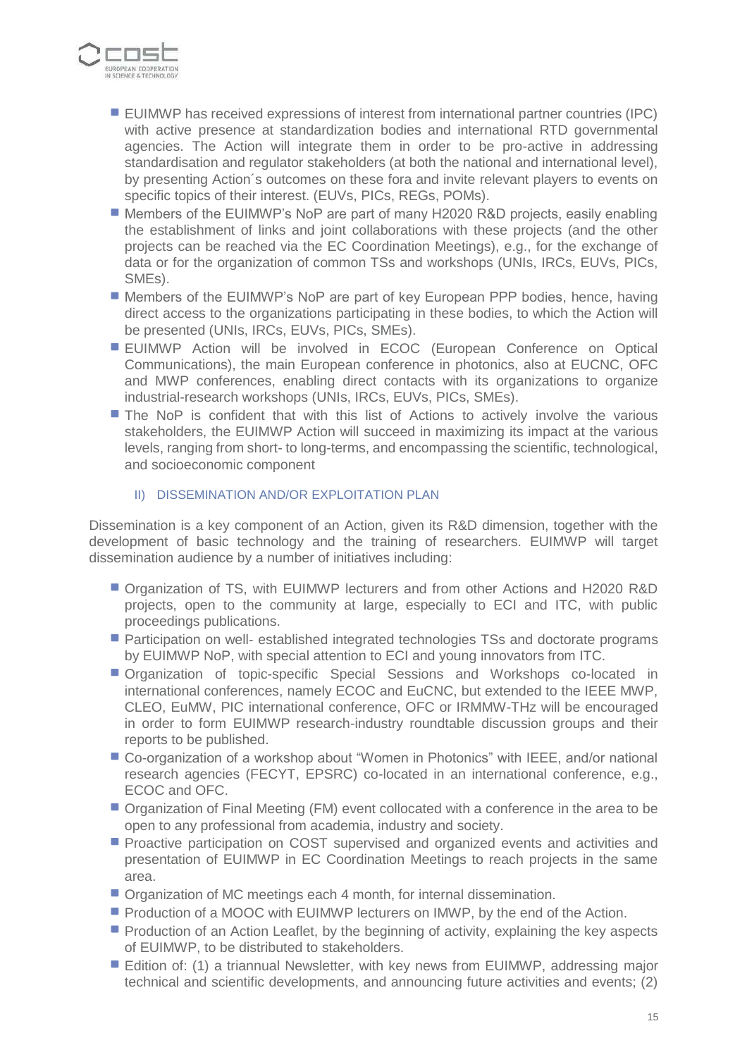- EUIMWP has received expressions of interest from international partner countries (IPC) with active presence at standardization bodies and international RTD governmental agencies. The Action will integrate them in order to be pro-active in addressing standardisation and regulator stakeholders (at both the national and international level), by presenting Action´s outcomes on these fora and invite relevant players to events on specific topics of their interest. (EUVs, PICs, REGs, POMs).
- Members of the EUIMWP's NoP are part of many H2020 R&D projects, easily enabling the establishment of links and joint collaborations with these projects (and the other projects can be reached via the EC Coordination Meetings), e.g., for the exchange of data or for the organization of common TSs and workshops (UNIs, IRCs, EUVs, PICs, SMEs).
- Members of the EUIMWP's NoP are part of key European PPP bodies, hence, having direct access to the organizations participating in these bodies, to which the Action will be presented (UNIs, IRCs, EUVs, PICs, SMEs).
- EUIMWP Action will be involved in ECOC (European Conference on Optical Communications), the main European conference in photonics, also at EUCNC, OFC and MWP conferences, enabling direct contacts with its organizations to organize industrial-research workshops (UNIs, IRCs, EUVs, PICs, SMEs).
- The NoP is confident that with this list of Actions to actively involve the various stakeholders, the EUIMWP Action will succeed in maximizing its impact at the various levels, ranging from short- to long-terms, and encompassing the scientific, technological, and socioeconomic component

### II) DISSEMINATION AND/OR EXPLOITATION PLAN

Dissemination is a key component of an Action, given its R&D dimension, together with the development of basic technology and the training of researchers. EUIMWP will target dissemination audience by a number of initiatives including:

- Organization of TS, with EUIMWP lecturers and from other Actions and H2020 R&D projects, open to the community at large, especially to ECI and ITC, with public proceedings publications.
- Participation on well- established integrated technologies TSs and doctorate programs by EUIMWP NoP, with special attention to ECI and young innovators from ITC.
- Organization of topic-specific Special Sessions and Workshops co-located in international conferences, namely ECOC and EuCNC, but extended to the IEEE MWP, CLEO, EuMW, PIC international conference, OFC or IRMMW-THz will be encouraged in order to form EUIMWP research-industry roundtable discussion groups and their reports to be published.
- Co-organization of a workshop about "Women in Photonics" with IEEE, and/or national research agencies (FECYT, EPSRC) co-located in an international conference, e.g., ECOC and OFC.
- Organization of Final Meeting (FM) event collocated with a conference in the area to be open to any professional from academia, industry and society.
- Proactive participation on COST supervised and organized events and activities and presentation of EUIMWP in EC Coordination Meetings to reach projects in the same area.
- Organization of MC meetings each 4 month, for internal dissemination.
- Production of a MOOC with EUIMWP lecturers on IMWP, by the end of the Action.
- Production of an Action Leaflet, by the beginning of activity, explaining the key aspects of EUIMWP, to be distributed to stakeholders.
- Edition of: (1) a triannual Newsletter, with key news from EUIMWP, addressing major technical and scientific developments, and announcing future activities and events; (2)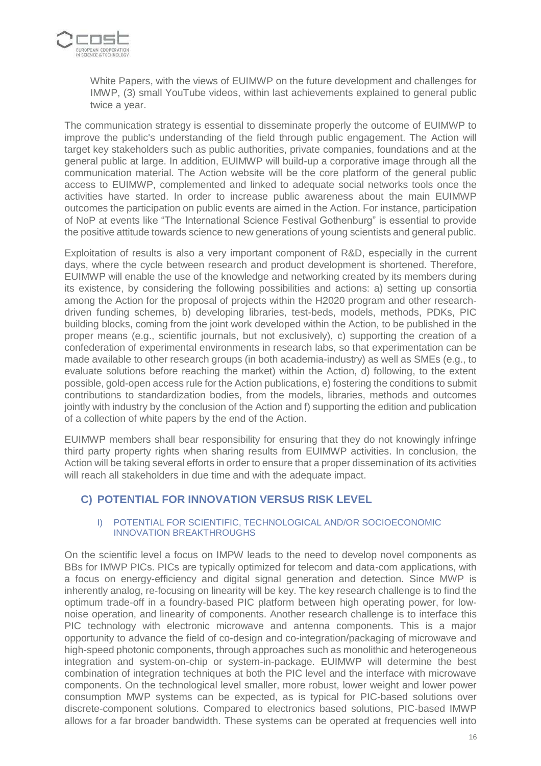White Papers, with the views of EUIMWP on the future development and challenges for IMWP, (3) small YouTube videos, within last achievements explained to general public twice a year.

The communication strategy is essential to disseminate properly the outcome of EUIMWP to improve the public's understanding of the field through public engagement. The Action will target key stakeholders such as public authorities, private companies, foundations and at the general public at large. In addition, EUIMWP will build-up a corporative image through all the communication material. The Action website will be the core platform of the general public access to EUIMWP, complemented and linked to adequate social networks tools once the activities have started. In order to increase public awareness about the main EUIMWP outcomes the participation on public events are aimed in the Action. For instance, participation of NoP at events like "The International Science Festival Gothenburg" is essential to provide the positive attitude towards science to new generations of young scientists and general public.

Exploitation of results is also a very important component of R&D, especially in the current days, where the cycle between research and product development is shortened. Therefore, EUIMWP will enable the use of the knowledge and networking created by its members during its existence, by considering the following possibilities and actions: a) setting up consortia among the Action for the proposal of projects within the H2020 program and other research-driven funding schemes, b) developing libraries, test-beds, models, methods, PDKs, PIC building blocks, coming from the joint work developed within the Action, to be published in the proper means (e.g., scientific journals, but not exclusively), c) supporting the creation of a confederation of experimental environments in research labs, so that experimentation can be made available to other research groups (in both academia-industry) as well as SMEs (e.g., to evaluate solutions before reaching the market) within the Action, d) following, to the extent possible, gold-open access rule for the Action publications, e) fostering the conditions to submit contributions to standardization bodies, from the models, libraries, methods and outcomes jointly with industry by the conclusion of the Action and f) supporting the edition and publication of a collection of white papers by the end of the Action.

EUIMWP members shall bear responsibility for ensuring that they do not knowingly infringe third party property rights when sharing results from EUIMWP activities. In conclusion, the Action will be taking several efforts in order to ensure that a proper dissemination of its activities will reach all stakeholders in due time and with the adequate impact.

## C) POTENTIAL FOR INNOVATION VERSUS RISK LEVEL

### I) POTENTIAL FOR SCIENTIFIC, TECHNOLOGICAL AND/OR SOCIOECONOMIC INNOVATION BREAKTHROUGHS

On the scientific level a focus on IMPW leads to the need to develop novel components as BBs for IMWP PICs. PICs are typically optimized for telecom and data-com applications, with a focus on energy-efficiency and digital signal generation and detection. Since MWP is inherently analog, re-focusing on linearity will be key. The key research challenge is to find the optimum trade-off in a foundry-based PIC platform between high operating power, for low-noise operation, and linearity of components. Another research challenge is to interface this PIC technology with electronic microwave and antenna components. This is a major opportunity to advance the field of co-design and co-integration/packaging of microwave and high-speed photonic components, through approaches such as monolithic and heterogeneous integration and system-on-chip or system-in-package. EUIMWP will determine the best combination of integration techniques at both the PIC level and the interface with microwave components. On the technological level smaller, more robust, lower weight and lower power consumption MWP systems can be expected, as is typical for PIC-based solutions over discrete-component solutions. Compared to electronics based solutions, PIC-based IMWP allows for a far broader bandwidth. These systems can be operated at frequencies well into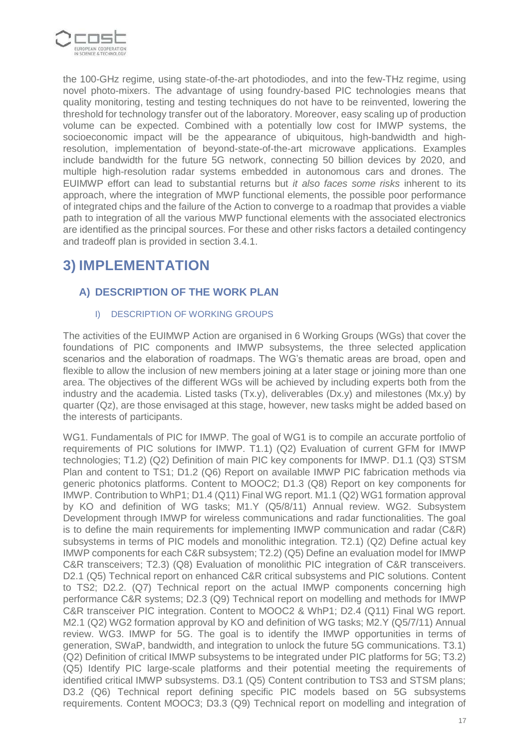the 100-GHz regime, using state-of-the-art photodiodes, and into the few-THz regime, using novel photo-mixers. The advantage of using foundry-based PIC technologies means that quality monitoring, testing and testing techniques do not have to be reinvented, lowering the threshold for technology transfer out of the laboratory. Moreover, easy scaling up of production volume can be expected. Combined with a potentially low cost for IMWP systems, the socioeconomic impact will be the appearance of ubiquitous, high-bandwidth and high-resolution, implementation of beyond-state-of-the-art microwave applications. Examples include bandwidth for the future 5G network, connecting 50 billion devices by 2020, and multiple high-resolution radar systems embedded in autonomous cars and drones. The EUIMWP effort can lead to substantial returns but *it also faces some risks* inherent to its approach, where the integration of MWP functional elements, the possible poor performance of integrated chips and the failure of the Action to converge to a roadmap that provides a viable path to integration of all the various MWP functional elements with the associated electronics are identified as the principal sources. For these and other risks factors a detailed contingency and tradeoff plan is provided in section 3.4.1.

# 3) IMPLEMENTATION

## A) DESCRIPTION OF THE WORK PLAN

### I) DESCRIPTION OF WORKING GROUPS

The activities of the EUIMWP Action are organised in 6 Working Groups (WGs) that cover the foundations of PIC components and IMWP subsystems, the three selected application scenarios and the elaboration of roadmaps. The WG's thematic areas are broad, open and flexible to allow the inclusion of new members joining at a later stage or joining more than one area. The objectives of the different WGs will be achieved by including experts both from the industry and the academia. Listed tasks (Tx.y), deliverables (Dx.y) and milestones (Mx.y) by quarter (Qz), are those envisaged at this stage, however, new tasks might be added based on the interests of participants.

WG1. Fundamentals of PIC for IMWP. The goal of WG1 is to compile an accurate portfolio of requirements of PIC solutions for IMWP. T1.1) (Q2) Evaluation of current GFM for IMWP technologies; T1.2) (Q2) Definition of main PIC key components for IMWP. D1.1 (Q3) STSM Plan and content to TS1; D1.2 (Q6) Report on available IMWP PIC fabrication methods via generic photonics platforms. Content to MOOC2; D1.3 (Q8) Report on key components for IMWP. Contribution to WhP1; D1.4 (Q11) Final WG report. M1.1 (Q2) WG1 formation approval by KO and definition of WG tasks; M1.Y (Q5/8/11) Annual review. WG2. Subsystem Development through IMWP for wireless communications and radar functionalities. The goal is to define the main requirements for implementing IMWP communication and radar (C&R) subsystems in terms of PIC models and monolithic integration. T2.1) (Q2) Define actual key IMWP components for each C&R subsystem; T2.2) (Q5) Define an evaluation model for IMWP C&R transceivers; T2.3) (Q8) Evaluation of monolithic PIC integration of C&R transceivers. D2.1 (Q5) Technical report on enhanced C&R critical subsystems and PIC solutions. Content to TS2; D2.2. (Q7) Technical report on the actual IMWP components concerning high performance C&R systems; D2.3 (Q9) Technical report on modelling and methods for IMWP C&R transceiver PIC integration. Content to MOOC2 & WhP1; D2.4 (Q11) Final WG report. M2.1 (Q2) WG2 formation approval by KO and definition of WG tasks; M2.Y (Q5/7/11) Annual review. WG3. IMWP for 5G. The goal is to identify the IMWP opportunities in terms of generation, SWaP, bandwidth, and integration to unlock the future 5G communications. T3.1) (Q2) Definition of critical IMWP subsystems to be integrated under PIC platforms for 5G; T3.2) (Q5) Identify PIC large-scale platforms and their potential meeting the requirements of identified critical IMWP subsystems. D3.1 (Q5) Content contribution to TS3 and STSM plans; D3.2 (Q6) Technical report defining specific PIC models based on 5G subsystems requirements. Content MOOC3; D3.3 (Q9) Technical report on modelling and integration of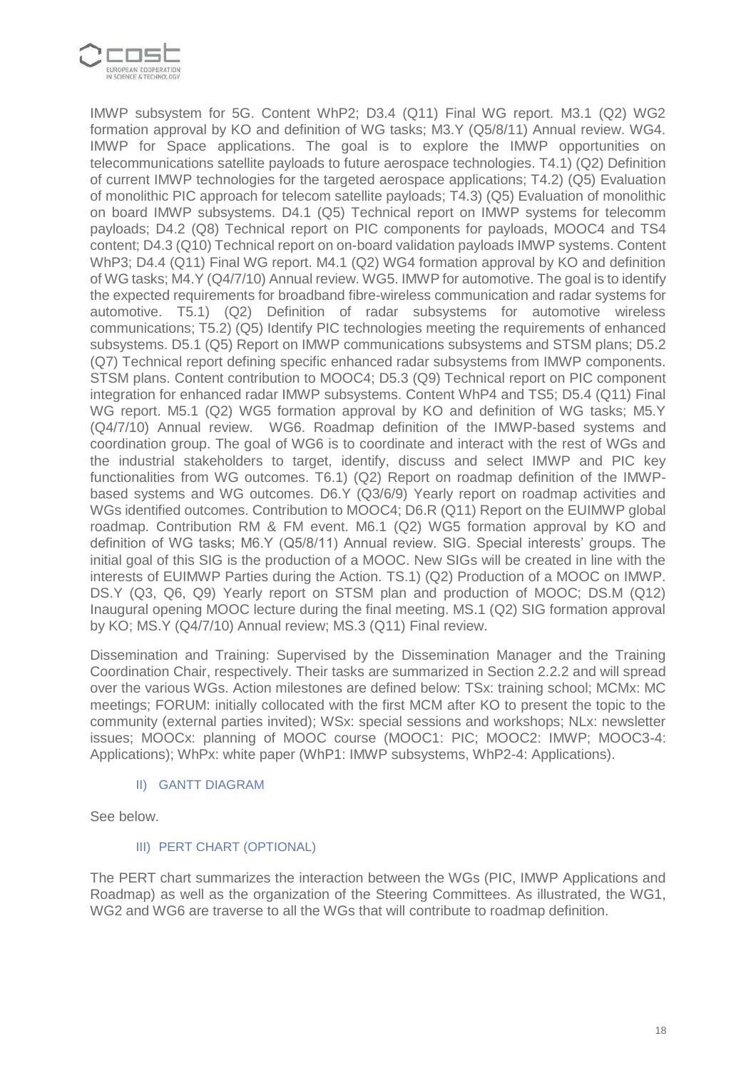IMWP subsystem for 5G. Content WhP2; D3.4 (Q11) Final WG report. M3.1 (Q2) WG2 formation approval by KO and definition of WG tasks; M3.Y (Q5/8/11) Annual review. WG4. IMWP for Space applications. The goal is to explore the IMWP opportunities on telecommunications satellite payloads to future aerospace technologies. T4.1) (Q2) Definition of current IMWP technologies for the targeted aerospace applications; T4.2) (Q5) Evaluation of monolithic PIC approach for telecom satellite payloads; T4.3) (Q5) Evaluation of monolithic on board IMWP subsystems. D4.1 (Q5) Technical report on IMWP systems for telecomm payloads; D4.2 (Q8) Technical report on PIC components for payloads, MOOC4 and TS4 content; D4.3 (Q10) Technical report on on-board validation payloads IMWP systems. Content WhP3; D4.4 (Q11) Final WG report. M4.1 (Q2) WG4 formation approval by KO and definition of WG tasks; M4.Y (Q4/7/10) Annual review. WG5. IMWP for automotive. The goal is to identify the expected requirements for broadband fibre-wireless communication and radar systems for automotive. T5.1) (Q2) Definition of radar subsystems for automotive wireless communications; T5.2) (Q5) Identify PIC technologies meeting the requirements of enhanced subsystems. D5.1 (Q5) Report on IMWP communications subsystems and STSM plans; D5.2 (Q7) Technical report defining specific enhanced radar subsystems from IMWP components. STSM plans. Content contribution to MOOC4; D5.3 (Q9) Technical report on PIC component integration for enhanced radar IMWP subsystems. Content WhP4 and TS5; D5.4 (Q11) Final WG report. M5.1 (Q2) WG5 formation approval by KO and definition of WG tasks; M5.Y (Q4/7/10) Annual review. WG6. Roadmap definition of the IMWP-based systems and coordination group. The goal of WG6 is to coordinate and interact with the rest of WGs and the industrial stakeholders to target, identify, discuss and select IMWP and PIC key functionalities from WG outcomes. T6.1) (Q2) Report on roadmap definition of the IMWP-based systems and WG outcomes. D6.Y (Q3/6/9) Yearly report on roadmap activities and WGs identified outcomes. Contribution to MOOC4; D6.R (Q11) Report on the EUIMWP global roadmap. Contribution RM & FM event. M6.1 (Q2) WG5 formation approval by KO and definition of WG tasks; M6.Y (Q5/8/11) Annual review. SIG. Special interests' groups. The initial goal of this SIG is the production of a MOOC. New SIGs will be created in line with the interests of EUIMWP Parties during the Action. TS.1) (Q2) Production of a MOOC on IMWP. DS.Y (Q3, Q6, Q9) Yearly report on STSM plan and production of MOOC; DS.M (Q12) Inaugural opening MOOC lecture during the final meeting. MS.1 (Q2) SIG formation approval by KO; MS.Y (Q4/7/10) Annual review; MS.3 (Q11) Final review.

Dissemination and Training: Supervised by the Dissemination Manager and the Training Coordination Chair, respectively. Their tasks are summarized in Section 2.2.2 and will spread over the various WGs. Action milestones are defined below: TSx: training school; MCMx: MC meetings; FORUM: initially collocated with the first MCM after KO to present the topic to the community (external parties invited); WSx: special sessions and workshops; NLx: newsletter issues; MOOCx: planning of MOOC course (MOOC1: PIC; MOOC2: IMWP; MOOC3-4: Applications); WhPx: white paper (WhP1: IMWP subsystems, WhP2-4: Applications).

### II) GANTT DIAGRAM

See below.

### III) PERT CHART (OPTIONAL)

The PERT chart summarizes the interaction between the WGs (PIC, IMWP Applications and Roadmap) as well as the organization of the Steering Committees. As illustrated, the WG1, WG2 and WG6 are traverse to all the WGs that will contribute to roadmap definition.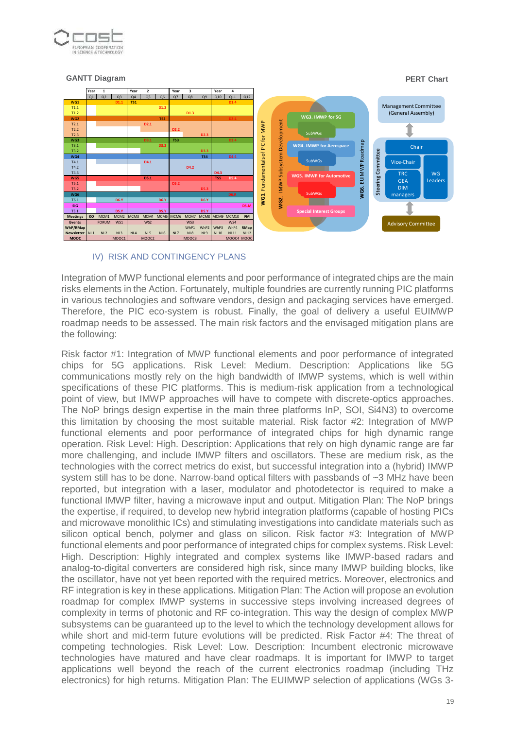## GANTT Diagram

## PERT Chart

| | Year 1 | | | Year 2 | | | Year 3 | | | Year 4 | | |
|---|---|---|---|---|---|---|---|---|---|---|---|---|
| | Q1 | Q2 | Q3 | Q4 | Q5 | Q6 | Q7 | Q8 | Q9 | Q10 | Q11 | Q12 |
| WG1 | | | D1.1 | TS1 | | | | | | | D1.4 | |
| T1.1 | | | | | | D1.2 | | | | | | |
| T1.2 | | | | | | | | D1.3 | | | | |
| WG2 | | | | | | TS2 | | | | | D2.4 | |
| T2.1 | | | | | D2.1 | | | | | | | |
| T2.2 | | | | | | | D2.2 | | | | | |
| T2.3 | | | | | | | | | D2.3 | | | |
| WG3 | | | | | D3.1 | | TS3 | | | | D3.4 | |
| T3.1 | | | | | | D3.2 | | | | | | |
| T3.2 | | | | | | | | | D3.3 | | | |
| WG4 | | | | | | | | | TS4 | | D4.4 | |
| T4.1 | | | | | D4.1 | | | | | | | |
| T4.2 | | | | | | | | D4.2 | | | | |
| T4.3 | | | | | | | | | | D4.3 | | |
| WG5 | | | | | D5.1 | | | | | TS5 | D5.4 | |
| T5.1 | | | | | | | D5.2 | | | | | |
| T5.2 | | | | | | | | | D5.3 | | | |
| WG6 | | | | | | | | | | | D6.X | |
| T6.1 | | | D6.Y | | | D6.Y | | | D6.Y | | | |
| SIG | | | | | | | | | | | | D5.M |
| TS.1 | | | D5.Y | | | D5.Y | | | D5.Y | | | |
| Meetings | KO | MCM1 | MCM2 | MCM3 | MCM4 | MCM5 | MCM6 | MCM7 | MCM8 | MCM9 | MCM10 | FM |
| Events | | FORUM | WS1 | | WS2 | | | WS3 | | | WS4 | |
| WhP/RMap | | | | | | | | WhP1 | WhP2 | WhP3 | WhP4 | RMap |
| Newsletter | NL1 | NL2 | NL3 | NL4 | NL5 | NL6 | NL7 | NL8 | NL9 | NL10 | NL11 | NL12 |
| MOOC | | | MOOC1 | | MOOC2 | | | MOOC3 | | | MOOC4 | MOOC |

WG1. Fundamentals of PIC for MWP; WG2. IMWP Subsystem Development; WG3. IMWP for 5G (SubWGs); WG4. IMWP for Aerospace (SubWGs); WG5. IMWP for Automotive (SubWGs); Special Interest Groups; WG6. EUIMWP Roadmap

Management Committee (General Assembly)

Steering Committee: Chair; Vice-Chair; TRC, GEA, DIM managers; WG Leaders

Advisory Committee

### IV) RISK AND CONTINGENCY PLANS

Integration of MWP functional elements and poor performance of integrated chips are the main risks elements in the Action. Fortunately, multiple foundries are currently running PIC platforms in various technologies and software vendors, design and packaging services have emerged. Therefore, the PIC eco-system is robust. Finally, the goal of delivery a useful EUIMWP roadmap needs to be assessed. The main risk factors and the envisaged mitigation plans are the following:

Risk factor #1: Integration of MWP functional elements and poor performance of integrated chips for 5G applications. Risk Level: Medium. Description: Applications like 5G communications mostly rely on the high bandwidth of IMWP systems, which is well within specifications of these PIC platforms. This is medium-risk application from a technological point of view, but IMWP approaches will have to compete with discrete-optics approaches. The NoP brings design expertise in the main three platforms InP, SOI, Si4N3) to overcome this limitation by choosing the most suitable material. Risk factor #2: Integration of MWP functional elements and poor performance of integrated chips for high dynamic range operation. Risk Level: High. Description: Applications that rely on high dynamic range are far more challenging, and include IMWP filters and oscillators. These are medium risk, as the technologies with the correct metrics do exist, but successful integration into a (hybrid) IMWP system still has to be done. Narrow-band optical filters with passbands of ~3 MHz have been reported, but integration with a laser, modulator and photodetector is required to make a functional IMWP filter, having a microwave input and output. Mitigation Plan: The NoP brings the expertise, if required, to develop new hybrid integration platforms (capable of hosting PICs and microwave monolithic ICs) and stimulating investigations into candidate materials such as silicon optical bench, polymer and glass on silicon. Risk factor #3: Integration of MWP functional elements and poor performance of integrated chips for complex systems. Risk Level: High. Description: Highly integrated and complex systems like IMWP-based radars and analog-to-digital converters are considered high risk, since many IMWP building blocks, like the oscillator, have not yet been reported with the required metrics. Moreover, electronics and RF integration is key in these applications. Mitigation Plan: The Action will propose an evolution roadmap for complex IMWP systems in successive steps involving increased degrees of complexity in terms of photonic and RF co-integration. This way the design of complex MWP subsystems can be guaranteed up to the level to which the technology development allows for while short and mid-term future evolutions will be predicted. Risk Factor #4: The threat of competing technologies. Risk Level: Low. Description: Incumbent electronic microwave technologies have matured and have clear roadmaps. It is important for IMWP to target applications well beyond the reach of the current electronics roadmap (including THz electronics) for high returns. Mitigation Plan: The EUIMWP selection of applications (WGs 3-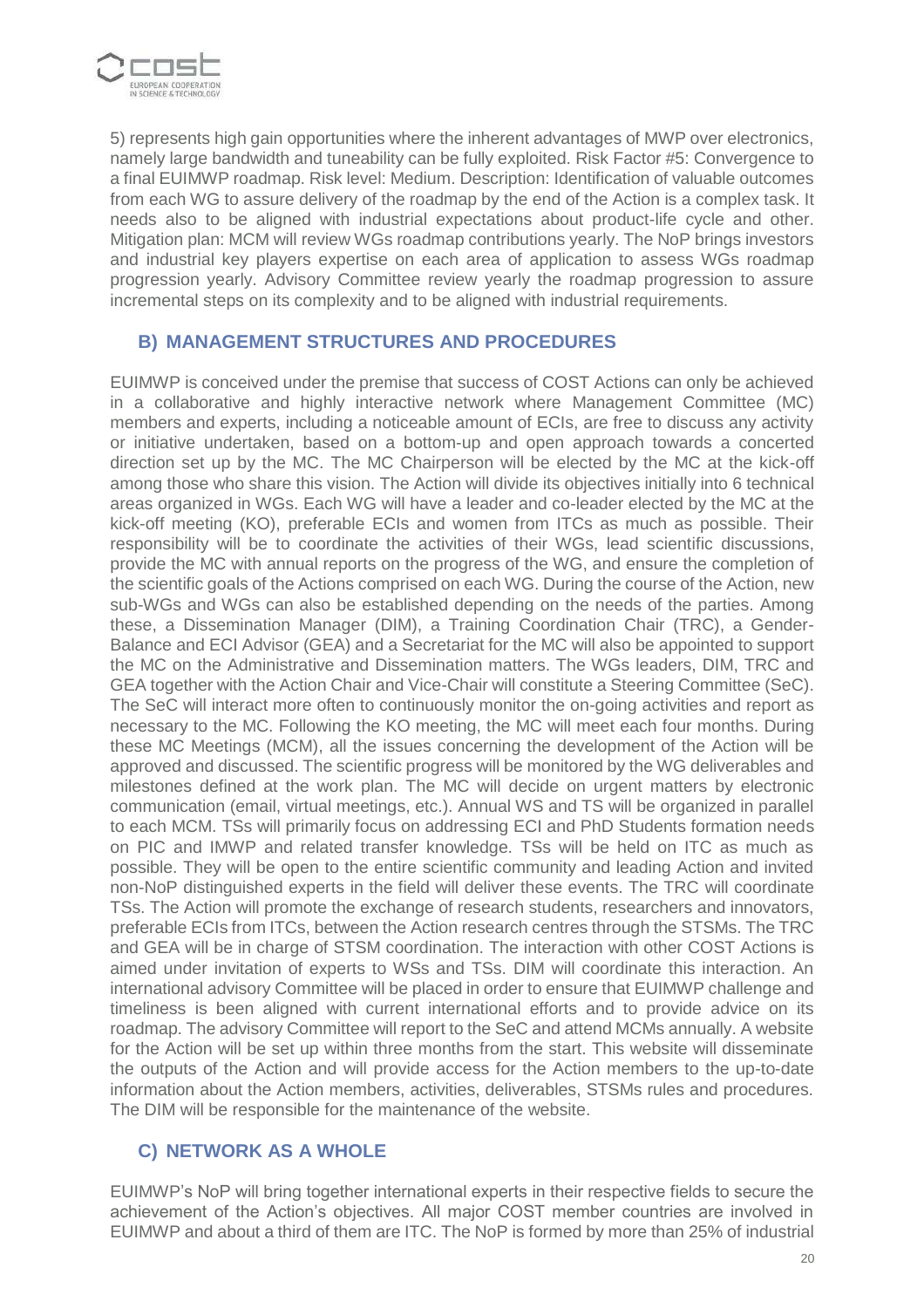5) represents high gain opportunities where the inherent advantages of MWP over electronics, namely large bandwidth and tuneability can be fully exploited. Risk Factor #5: Convergence to a final EUIMWP roadmap. Risk level: Medium. Description: Identification of valuable outcomes from each WG to assure delivery of the roadmap by the end of the Action is a complex task. It needs also to be aligned with industrial expectations about product-life cycle and other. Mitigation plan: MCM will review WGs roadmap contributions yearly. The NoP brings investors and industrial key players expertise on each area of application to assess WGs roadmap progression yearly. Advisory Committee review yearly the roadmap progression to assure incremental steps on its complexity and to be aligned with industrial requirements.

## B) MANAGEMENT STRUCTURES AND PROCEDURES

EUIMWP is conceived under the premise that success of COST Actions can only be achieved in a collaborative and highly interactive network where Management Committee (MC) members and experts, including a noticeable amount of ECIs, are free to discuss any activity or initiative undertaken, based on a bottom-up and open approach towards a concerted direction set up by the MC. The MC Chairperson will be elected by the MC at the kick-off among those who share this vision. The Action will divide its objectives initially into 6 technical areas organized in WGs. Each WG will have a leader and co-leader elected by the MC at the kick-off meeting (KO), preferable ECIs and women from ITCs as much as possible. Their responsibility will be to coordinate the activities of their WGs, lead scientific discussions, provide the MC with annual reports on the progress of the WG, and ensure the completion of the scientific goals of the Actions comprised on each WG. During the course of the Action, new sub-WGs and WGs can also be established depending on the needs of the parties. Among these, a Dissemination Manager (DIM), a Training Coordination Chair (TRC), a Gender-Balance and ECI Advisor (GEA) and a Secretariat for the MC will also be appointed to support the MC on the Administrative and Dissemination matters. The WGs leaders, DIM, TRC and GEA together with the Action Chair and Vice-Chair will constitute a Steering Committee (SeC). The SeC will interact more often to continuously monitor the on-going activities and report as necessary to the MC. Following the KO meeting, the MC will meet each four months. During these MC Meetings (MCM), all the issues concerning the development of the Action will be approved and discussed. The scientific progress will be monitored by the WG deliverables and milestones defined at the work plan. The MC will decide on urgent matters by electronic communication (email, virtual meetings, etc.). Annual WS and TS will be organized in parallel to each MCM. TSs will primarily focus on addressing ECI and PhD Students formation needs on PIC and IMWP and related transfer knowledge. TSs will be held on ITC as much as possible. They will be open to the entire scientific community and leading Action and invited non-NoP distinguished experts in the field will deliver these events. The TRC will coordinate TSs. The Action will promote the exchange of research students, researchers and innovators, preferable ECIs from ITCs, between the Action research centres through the STSMs. The TRC and GEA will be in charge of STSM coordination. The interaction with other COST Actions is aimed under invitation of experts to WSs and TSs. DIM will coordinate this interaction. An international advisory Committee will be placed in order to ensure that EUIMWP challenge and timeliness is been aligned with current international efforts and to provide advice on its roadmap. The advisory Committee will report to the SeC and attend MCMs annually. A website for the Action will be set up within three months from the start. This website will disseminate the outputs of the Action and will provide access for the Action members to the up-to-date information about the Action members, activities, deliverables, STSMs rules and procedures. The DIM will be responsible for the maintenance of the website.

## C) NETWORK AS A WHOLE

EUIMWP's NoP will bring together international experts in their respective fields to secure the achievement of the Action's objectives. All major COST member countries are involved in EUIMWP and about a third of them are ITC. The NoP is formed by more than 25% of industrial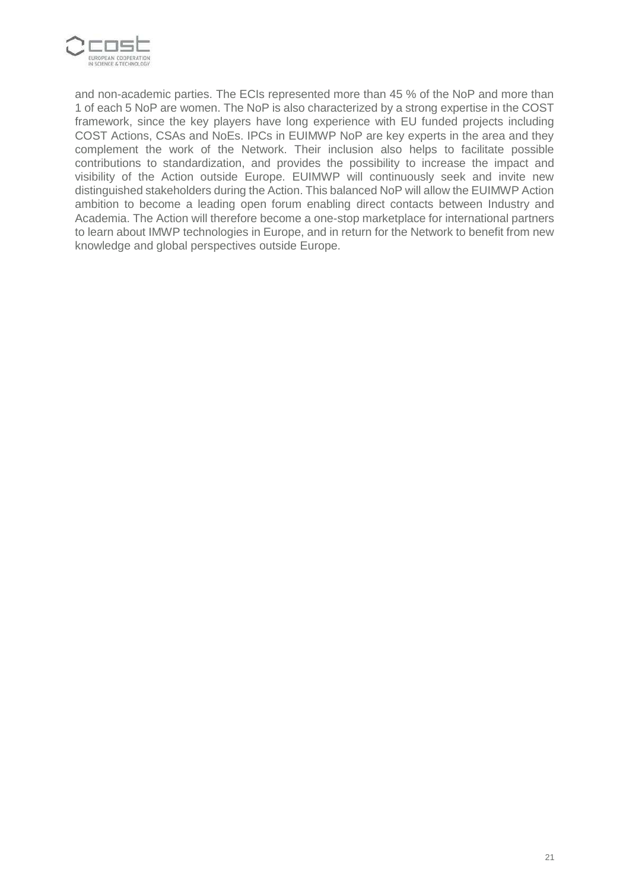and non-academic parties. The ECIs represented more than 45 % of the NoP and more than 1 of each 5 NoP are women. The NoP is also characterized by a strong expertise in the COST framework, since the key players have long experience with EU funded projects including COST Actions, CSAs and NoEs. IPCs in EUIMWP NoP are key experts in the area and they complement the work of the Network. Their inclusion also helps to facilitate possible contributions to standardization, and provides the possibility to increase the impact and visibility of the Action outside Europe. EUIMWP will continuously seek and invite new distinguished stakeholders during the Action. This balanced NoP will allow the EUIMWP Action ambition to become a leading open forum enabling direct contacts between Industry and Academia. The Action will therefore become a one-stop marketplace for international partners to learn about IMWP technologies in Europe, and in return for the Network to benefit from new knowledge and global perspectives outside Europe.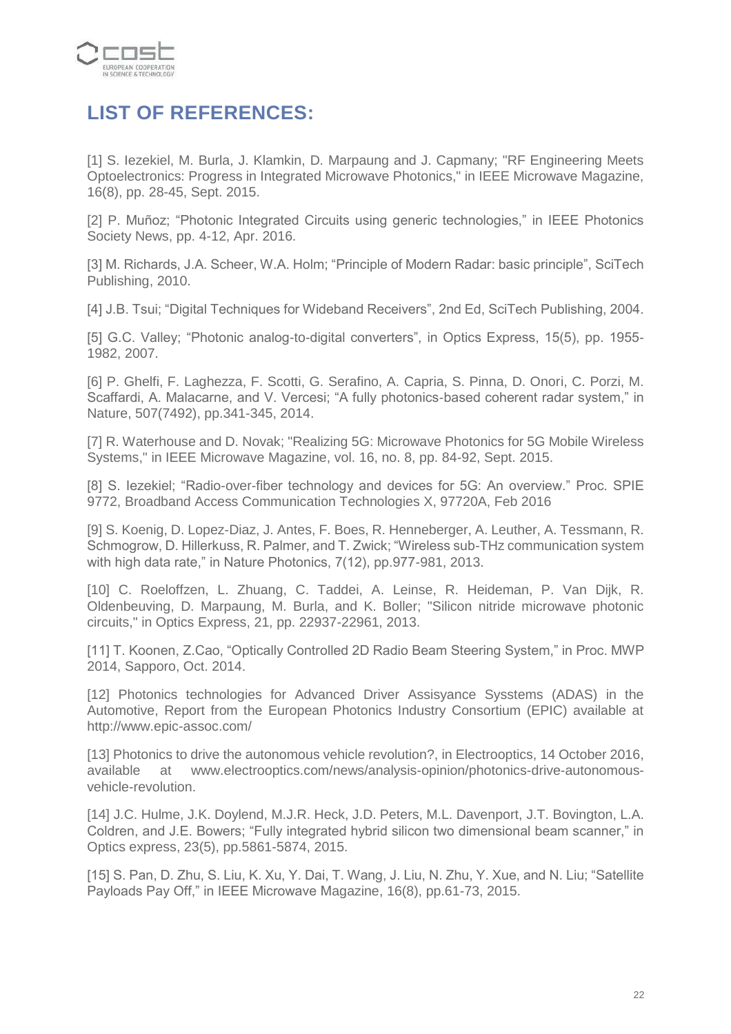# LIST OF REFERENCES:

[1] S. Iezekiel, M. Burla, J. Klamkin, D. Marpaung and J. Capmany; "RF Engineering Meets Optoelectronics: Progress in Integrated Microwave Photonics," in IEEE Microwave Magazine, 16(8), pp. 28-45, Sept. 2015.

[2] P. Muñoz; "Photonic Integrated Circuits using generic technologies," in IEEE Photonics Society News, pp. 4-12, Apr. 2016.

[3] M. Richards, J.A. Scheer, W.A. Holm; "Principle of Modern Radar: basic principle", SciTech Publishing, 2010.

[4] J.B. Tsui; "Digital Techniques for Wideband Receivers", 2nd Ed, SciTech Publishing, 2004.

[5] G.C. Valley; "Photonic analog-to-digital converters", in Optics Express, 15(5), pp. 1955-1982, 2007.

[6] P. Ghelfi, F. Laghezza, F. Scotti, G. Serafino, A. Capria, S. Pinna, D. Onori, C. Porzi, M. Scaffardi, A. Malacarne, and V. Vercesi; "A fully photonics-based coherent radar system," in Nature, 507(7492), pp.341-345, 2014.

[7] R. Waterhouse and D. Novak; "Realizing 5G: Microwave Photonics for 5G Mobile Wireless Systems," in IEEE Microwave Magazine, vol. 16, no. 8, pp. 84-92, Sept. 2015.

[8] S. Iezekiel; "Radio-over-fiber technology and devices for 5G: An overview." Proc. SPIE 9772, Broadband Access Communication Technologies X, 97720A, Feb 2016

[9] S. Koenig, D. Lopez-Diaz, J. Antes, F. Boes, R. Henneberger, A. Leuther, A. Tessmann, R. Schmogrow, D. Hillerkuss, R. Palmer, and T. Zwick; "Wireless sub-THz communication system with high data rate," in Nature Photonics, 7(12), pp.977-981, 2013.

[10] C. Roeloffzen, L. Zhuang, C. Taddei, A. Leinse, R. Heideman, P. Van Dijk, R. Oldenbeuving, D. Marpaung, M. Burla, and K. Boller; "Silicon nitride microwave photonic circuits," in Optics Express, 21, pp. 22937-22961, 2013.

[11] T. Koonen, Z.Cao, "Optically Controlled 2D Radio Beam Steering System," in Proc. MWP 2014, Sapporo, Oct. 2014.

[12] Photonics technologies for Advanced Driver Assisyance Sysstems (ADAS) in the Automotive, Report from the European Photonics Industry Consortium (EPIC) available at http://www.epic-assoc.com/

[13] Photonics to drive the autonomous vehicle revolution?, in Electrooptics, 14 October 2016, available at www.electrooptics.com/news/analysis-opinion/photonics-drive-autonomous-vehicle-revolution.

[14] J.C. Hulme, J.K. Doylend, M.J.R. Heck, J.D. Peters, M.L. Davenport, J.T. Bovington, L.A. Coldren, and J.E. Bowers; "Fully integrated hybrid silicon two dimensional beam scanner," in Optics express, 23(5), pp.5861-5874, 2015.

[15] S. Pan, D. Zhu, S. Liu, K. Xu, Y. Dai, T. Wang, J. Liu, N. Zhu, Y. Xue, and N. Liu; "Satellite Payloads Pay Off," in IEEE Microwave Magazine, 16(8), pp.61-73, 2015.